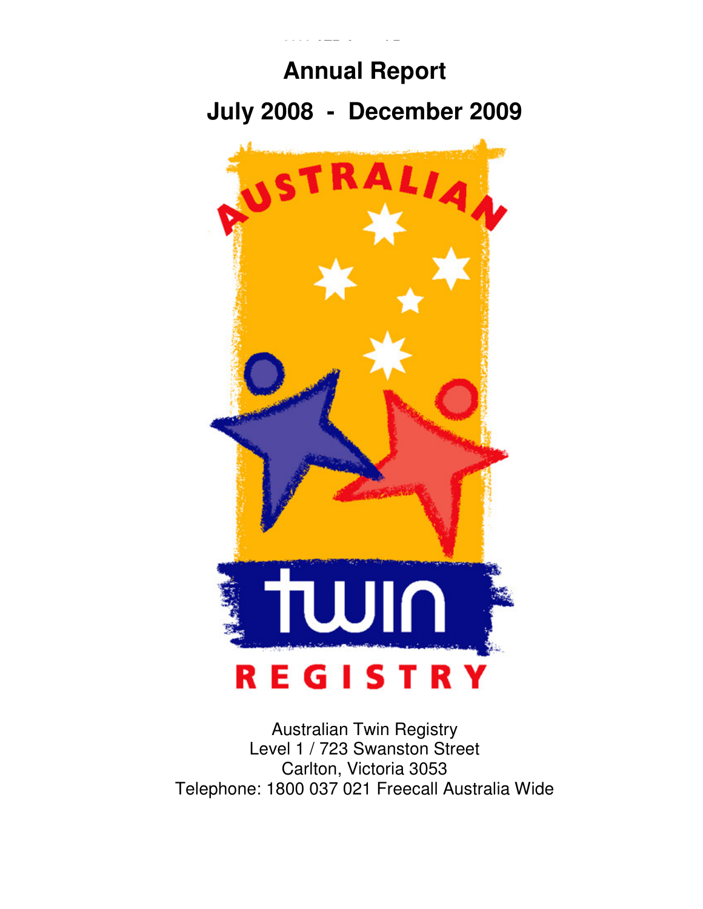# Annual Report

## July 2008 - December 2009

AUSTRALIAN

twin

REGISTRY

Australian Twin Registry
Level 1 / 723 Swanston Street
Carlton, Victoria 3053
Telephone: 1800 037 021 Freecall Australia Wide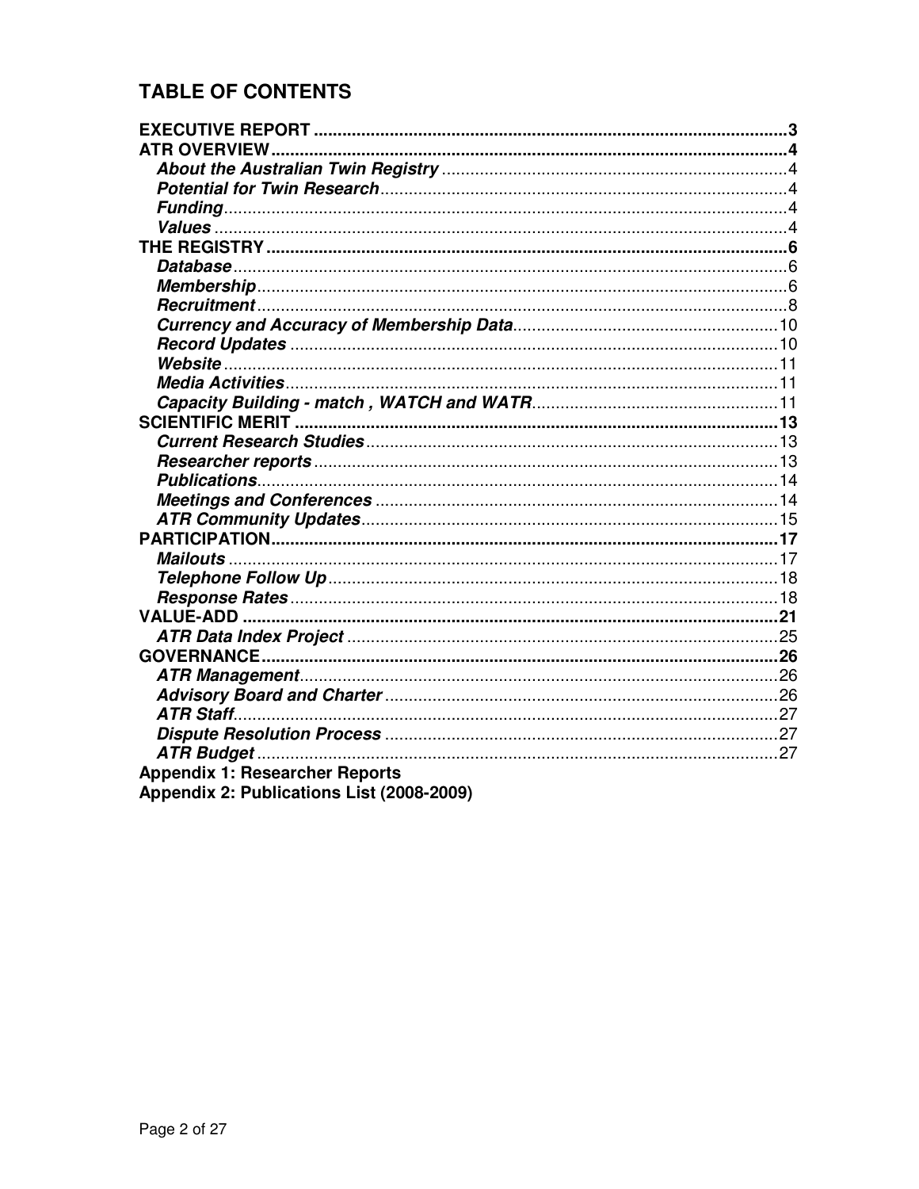# TABLE OF CONTENTS

**EXECUTIVE REPORT** .......... **3**

**ATR OVERVIEW** .......... **4**

- ***About the Australian Twin Registry*** .......... 4
- ***Potential for Twin Research*** .......... 4
- ***Funding*** .......... 4
- ***Values*** .......... 4

**THE REGISTRY** .......... **6**

- ***Database*** .......... 6
- ***Membership*** .......... 6
- ***Recruitment*** .......... 8
- ***Currency and Accuracy of Membership Data*** .......... 10
- ***Record Updates*** .......... 10
- ***Website*** .......... 11
- ***Media Activities*** .......... 11
- ***Capacity Building - match , WATCH and WATR*** .......... 11

**SCIENTIFIC MERIT** .......... **13**

- ***Current Research Studies*** .......... 13
- ***Researcher reports*** .......... 13
- ***Publications*** .......... 14
- ***Meetings and Conferences*** .......... 14
- ***ATR Community Updates*** .......... 15

**PARTICIPATION** .......... **17**

- ***Mailouts*** .......... 17
- ***Telephone Follow Up*** .......... 18
- ***Response Rates*** .......... 18

**VALUE-ADD** .......... **21**

- ***ATR Data Index Project*** .......... 25

**GOVERNANCE** .......... **26**

- ***ATR Management*** .......... 26
- ***Advisory Board and Charter*** .......... 26
- ***ATR Staff*** .......... 27
- ***Dispute Resolution Process*** .......... 27
- ***ATR Budget*** .......... 27

**Appendix 1: Researcher Reports**

**Appendix 2: Publications List (2008-2009)**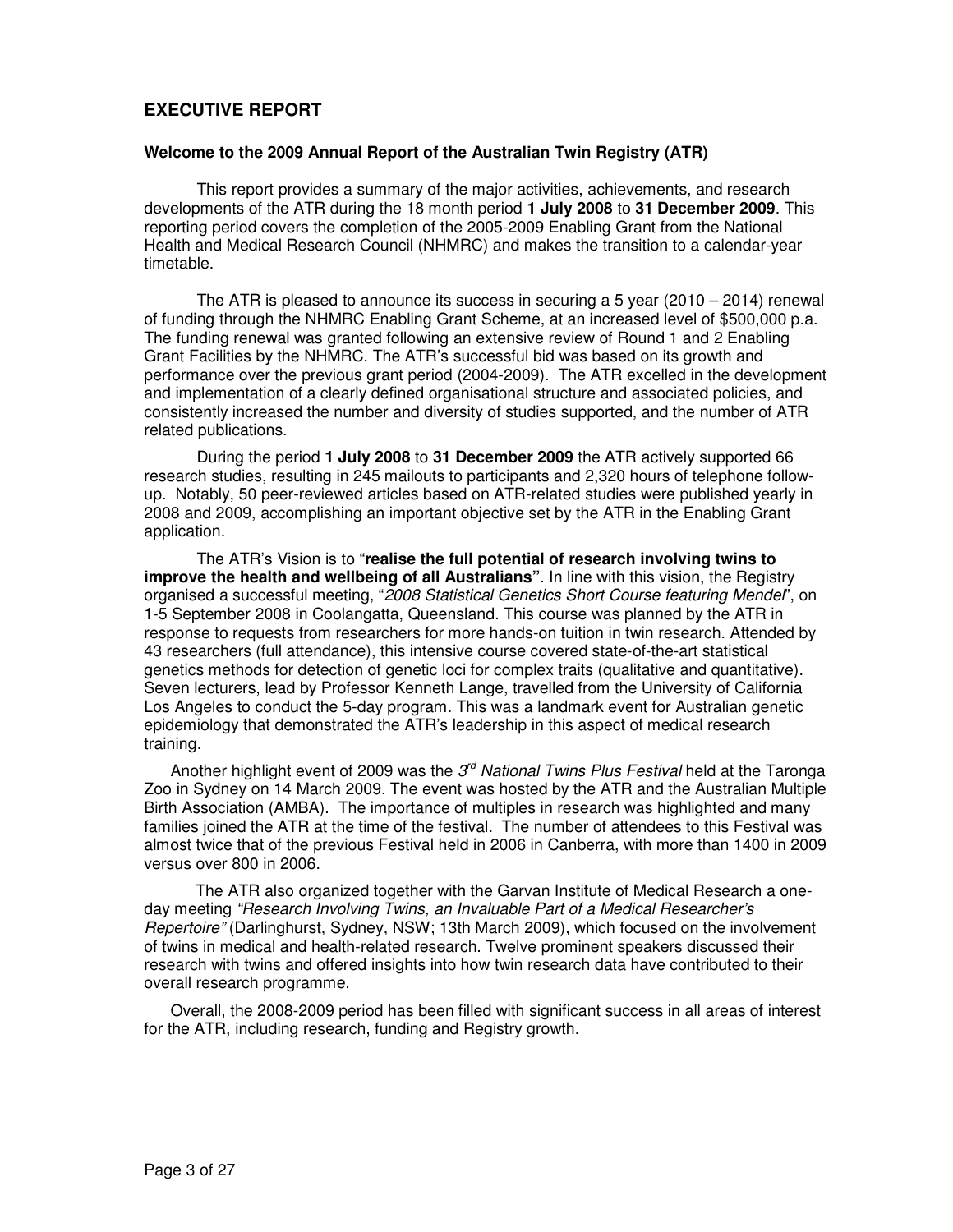## EXECUTIVE REPORT

### Welcome to the 2009 Annual Report of the Australian Twin Registry (ATR)

This report provides a summary of the major activities, achievements, and research developments of the ATR during the 18 month period **1 July 2008** to **31 December 2009**. This reporting period covers the completion of the 2005-2009 Enabling Grant from the National Health and Medical Research Council (NHMRC) and makes the transition to a calendar-year timetable.

The ATR is pleased to announce its success in securing a 5 year (2010 – 2014) renewal of funding through the NHMRC Enabling Grant Scheme, at an increased level of $500,000 p.a. The funding renewal was granted following an extensive review of Round 1 and 2 Enabling Grant Facilities by the NHMRC. The ATR's successful bid was based on its growth and performance over the previous grant period (2004-2009). The ATR excelled in the development and implementation of a clearly defined organisational structure and associated policies, and consistently increased the number and diversity of studies supported, and the number of ATR related publications.

During the period **1 July 2008** to **31 December 2009** the ATR actively supported 66 research studies, resulting in 245 mailouts to participants and 2,320 hours of telephone follow-up. Notably, 50 peer-reviewed articles based on ATR-related studies were published yearly in 2008 and 2009, accomplishing an important objective set by the ATR in the Enabling Grant application.

The ATR's Vision is to "**realise the full potential of research involving twins to improve the health and wellbeing of all Australians"**. In line with this vision, the Registry organised a successful meeting, "*2008 Statistical Genetics Short Course featuring Mendel*", on 1-5 September 2008 in Coolangatta, Queensland. This course was planned by the ATR in response to requests from researchers for more hands-on tuition in twin research. Attended by 43 researchers (full attendance), this intensive course covered state-of-the-art statistical genetics methods for detection of genetic loci for complex traits (qualitative and quantitative). Seven lecturers, lead by Professor Kenneth Lange, travelled from the University of California Los Angeles to conduct the 5-day program. This was a landmark event for Australian genetic epidemiology that demonstrated the ATR's leadership in this aspect of medical research training.

Another highlight event of 2009 was the *3rd National Twins Plus Festival* held at the Taronga Zoo in Sydney on 14 March 2009. The event was hosted by the ATR and the Australian Multiple Birth Association (AMBA). The importance of multiples in research was highlighted and many families joined the ATR at the time of the festival. The number of attendees to this Festival was almost twice that of the previous Festival held in 2006 in Canberra, with more than 1400 in 2009 versus over 800 in 2006.

The ATR also organized together with the Garvan Institute of Medical Research a one-day meeting *"Research Involving Twins, an Invaluable Part of a Medical Researcher's Repertoire"* (Darlinghurst, Sydney, NSW; 13th March 2009), which focused on the involvement of twins in medical and health-related research. Twelve prominent speakers discussed their research with twins and offered insights into how twin research data have contributed to their overall research programme.

Overall, the 2008-2009 period has been filled with significant success in all areas of interest for the ATR, including research, funding and Registry growth.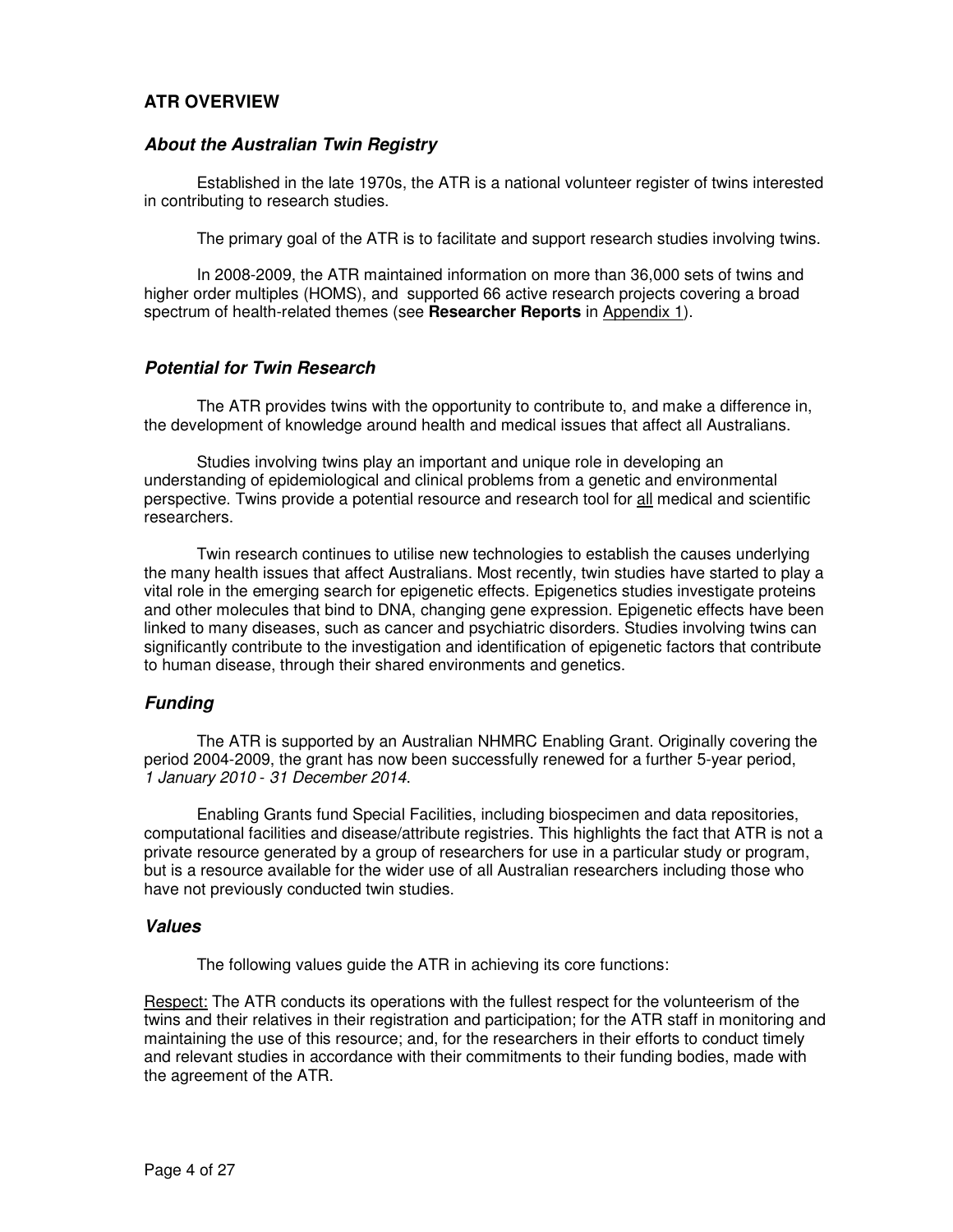## ATR OVERVIEW

### *About the Australian Twin Registry*

Established in the late 1970s, the ATR is a national volunteer register of twins interested in contributing to research studies.

The primary goal of the ATR is to facilitate and support research studies involving twins.

In 2008-2009, the ATR maintained information on more than 36,000 sets of twins and higher order multiples (HOMS), and supported 66 active research projects covering a broad spectrum of health-related themes (see **Researcher Reports** in Appendix 1).

### *Potential for Twin Research*

The ATR provides twins with the opportunity to contribute to, and make a difference in, the development of knowledge around health and medical issues that affect all Australians.

Studies involving twins play an important and unique role in developing an understanding of epidemiological and clinical problems from a genetic and environmental perspective. Twins provide a potential resource and research tool for all medical and scientific researchers.

Twin research continues to utilise new technologies to establish the causes underlying the many health issues that affect Australians. Most recently, twin studies have started to play a vital role in the emerging search for epigenetic effects. Epigenetics studies investigate proteins and other molecules that bind to DNA, changing gene expression. Epigenetic effects have been linked to many diseases, such as cancer and psychiatric disorders. Studies involving twins can significantly contribute to the investigation and identification of epigenetic factors that contribute to human disease, through their shared environments and genetics.

### *Funding*

The ATR is supported by an Australian NHMRC Enabling Grant. Originally covering the period 2004-2009, the grant has now been successfully renewed for a further 5-year period, *1 January 2010 - 31 December 2014*.

Enabling Grants fund Special Facilities, including biospecimen and data repositories, computational facilities and disease/attribute registries. This highlights the fact that ATR is not a private resource generated by a group of researchers for use in a particular study or program, but is a resource available for the wider use of all Australian researchers including those who have not previously conducted twin studies.

### *Values*

The following values guide the ATR in achieving its core functions:

Respect: The ATR conducts its operations with the fullest respect for the volunteerism of the twins and their relatives in their registration and participation; for the ATR staff in monitoring and maintaining the use of this resource; and, for the researchers in their efforts to conduct timely and relevant studies in accordance with their commitments to their funding bodies, made with the agreement of the ATR.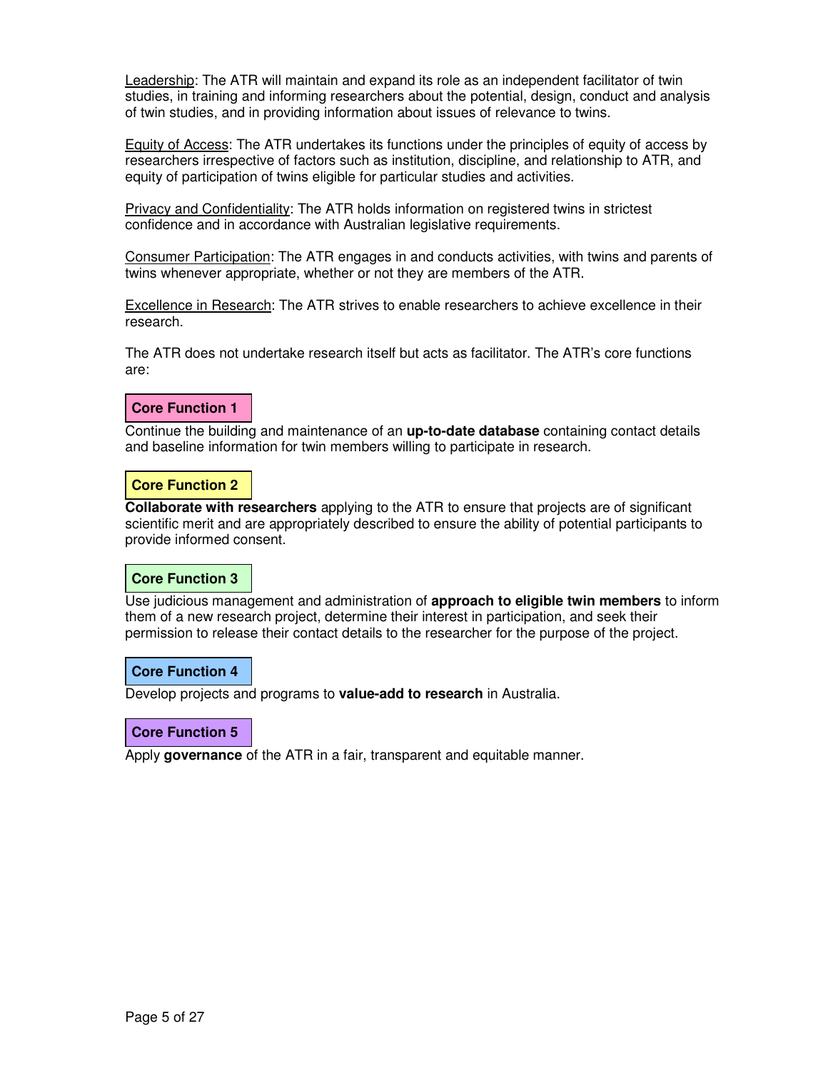Leadership: The ATR will maintain and expand its role as an independent facilitator of twin studies, in training and informing researchers about the potential, design, conduct and analysis of twin studies, and in providing information about issues of relevance to twins.

Equity of Access: The ATR undertakes its functions under the principles of equity of access by researchers irrespective of factors such as institution, discipline, and relationship to ATR, and equity of participation of twins eligible for particular studies and activities.

Privacy and Confidentiality: The ATR holds information on registered twins in strictest confidence and in accordance with Australian legislative requirements.

Consumer Participation: The ATR engages in and conducts activities, with twins and parents of twins whenever appropriate, whether or not they are members of the ATR.

Excellence in Research: The ATR strives to enable researchers to achieve excellence in their research.

The ATR does not undertake research itself but acts as facilitator. The ATR's core functions are:

**Core Function 1**

Continue the building and maintenance of an **up-to-date database** containing contact details and baseline information for twin members willing to participate in research.

**Core Function 2**

**Collaborate with researchers** applying to the ATR to ensure that projects are of significant scientific merit and are appropriately described to ensure the ability of potential participants to provide informed consent.

**Core Function 3**

Use judicious management and administration of **approach to eligible twin members** to inform them of a new research project, determine their interest in participation, and seek their permission to release their contact details to the researcher for the purpose of the project.

**Core Function 4**

Develop projects and programs to **value-add to research** in Australia.

**Core Function 5**

Apply **governance** of the ATR in a fair, transparent and equitable manner.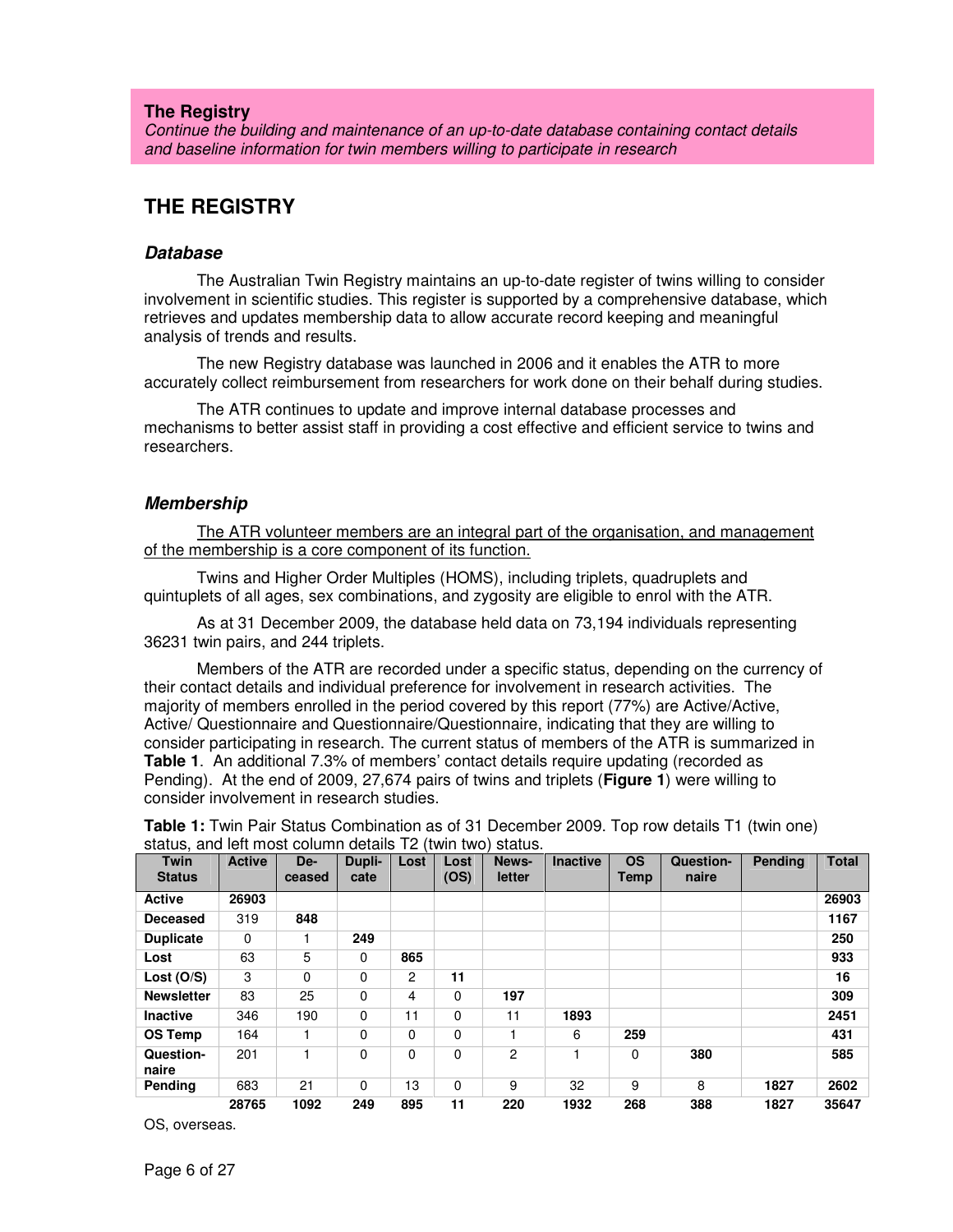**The Registry**
*Continue the building and maintenance of an up-to-date database containing contact details and baseline information for twin members willing to participate in research*

# THE REGISTRY

## *Database*

The Australian Twin Registry maintains an up-to-date register of twins willing to consider involvement in scientific studies. This register is supported by a comprehensive database, which retrieves and updates membership data to allow accurate record keeping and meaningful analysis of trends and results.

The new Registry database was launched in 2006 and it enables the ATR to more accurately collect reimbursement from researchers for work done on their behalf during studies.

The ATR continues to update and improve internal database processes and mechanisms to better assist staff in providing a cost effective and efficient service to twins and researchers.

## *Membership*

The ATR volunteer members are an integral part of the organisation, and management of the membership is a core component of its function.

Twins and Higher Order Multiples (HOMS), including triplets, quadruplets and quintuplets of all ages, sex combinations, and zygosity are eligible to enrol with the ATR.

As at 31 December 2009, the database held data on 73,194 individuals representing 36231 twin pairs, and 244 triplets.

Members of the ATR are recorded under a specific status, depending on the currency of their contact details and individual preference for involvement in research activities. The majority of members enrolled in the period covered by this report (77%) are Active/Active, Active/ Questionnaire and Questionnaire/Questionnaire, indicating that they are willing to consider participating in research. The current status of members of the ATR is summarized in **Table 1**. An additional 7.3% of members' contact details require updating (recorded as Pending). At the end of 2009, 27,674 pairs of twins and triplets (**Figure 1**) were willing to consider involvement in research studies.

**Table 1:** Twin Pair Status Combination as of 31 December 2009. Top row details T1 (twin one) status, and left most column details T2 (twin two) status.

| Twin Status | Active | Deceased | Duplicate | Lost | Lost (OS) | Newsletter | Inactive | OS Temp | Questionnaire | Pending | Total |
|---|---|---|---|---|---|---|---|---|---|---|---|
| **Active** | **26903** | | | | | | | | | | **26903** |
| **Deceased** | 319 | **848** | | | | | | | | | **1167** |
| **Duplicate** | 0 | 1 | **249** | | | | | | | | **250** |
| **Lost** | 63 | 5 | 0 | **865** | | | | | | | **933** |
| **Lost (O/S)** | 3 | 0 | 0 | 2 | **11** | | | | | | **16** |
| **Newsletter** | 83 | 25 | 0 | 4 | 0 | **197** | | | | | **309** |
| **Inactive** | 346 | 190 | 0 | 11 | 0 | 11 | **1893** | | | | **2451** |
| **OS Temp** | 164 | 1 | 0 | 0 | 0 | 1 | 6 | **259** | | | **431** |
| **Questionnaire** | 201 | 1 | 0 | 0 | 0 | 2 | 1 | 0 | **380** | | **585** |
| **Pending** | 683 | 21 | 0 | 13 | 0 | 9 | 32 | 9 | 8 | **1827** | **2602** |
| | **28765** | **1092** | **249** | **895** | **11** | **220** | **1932** | **268** | **388** | **1827** | **35647** |

OS, overseas.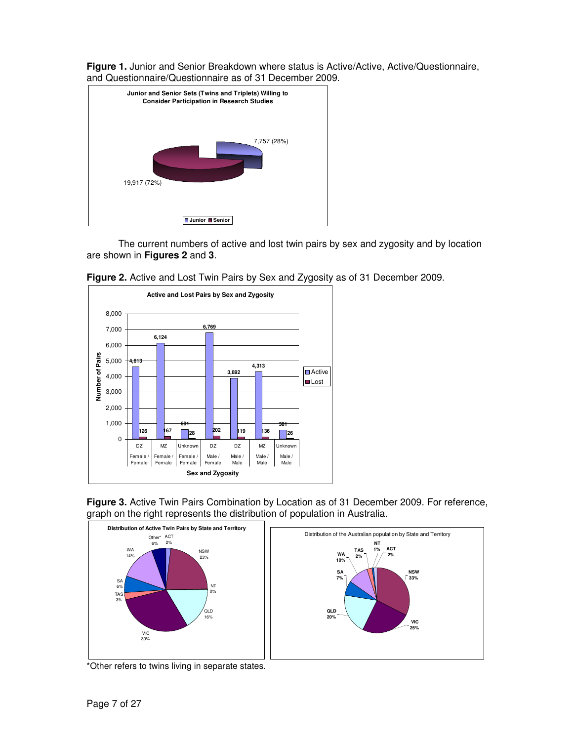**Figure 1.** Junior and Senior Breakdown where status is Active/Active, Active/Questionnaire, and Questionnaire/Questionnaire as of 31 December 2009.

The current numbers of active and lost twin pairs by sex and zygosity and by location are shown in **Figures 2** and **3**.

**Figure 2.** Active and Lost Twin Pairs by Sex and Zygosity as of 31 December 2009.

**Figure 3.** Active Twin Pairs Combination by Location as of 31 December 2009. For reference, graph on the right represents the distribution of population in Australia.

*Other refers to twins living in separate states.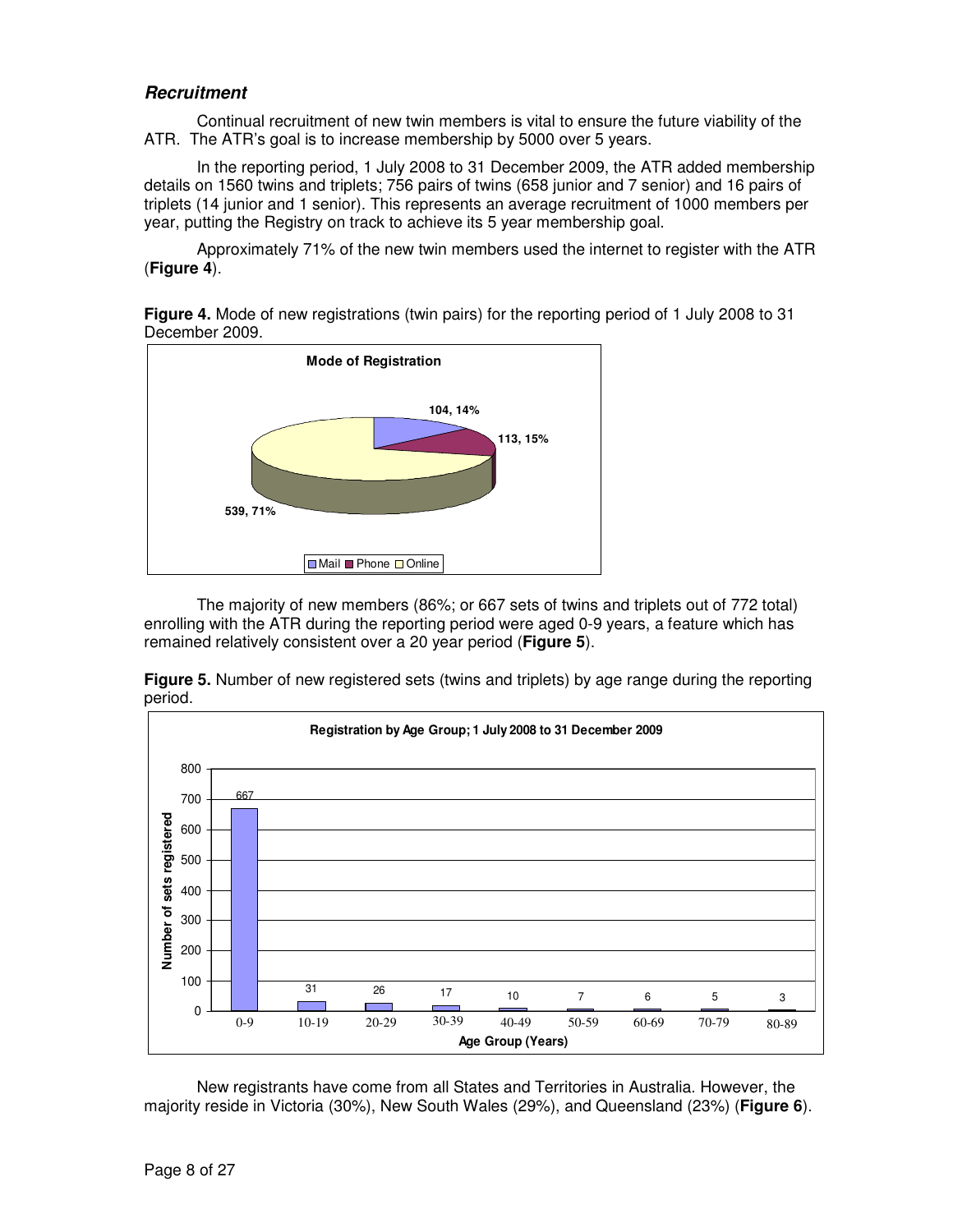### *Recruitment*

Continual recruitment of new twin members is vital to ensure the future viability of the ATR. The ATR's goal is to increase membership by 5000 over 5 years.

In the reporting period, 1 July 2008 to 31 December 2009, the ATR added membership details on 1560 twins and triplets; 756 pairs of twins (658 junior and 7 senior) and 16 pairs of triplets (14 junior and 1 senior). This represents an average recruitment of 1000 members per year, putting the Registry on track to achieve its 5 year membership goal.

Approximately 71% of the new twin members used the internet to register with the ATR (**Figure 4**).

**Figure 4.** Mode of new registrations (twin pairs) for the reporting period of 1 July 2008 to 31 December 2009.

**Mode of Registration**

| Mode | Number | Percentage |
|---|---|---|
| Mail | 104 | 14% |
| Phone | 113 | 15% |
| Online | 539 | 71% |

The majority of new members (86%; or 667 sets of twins and triplets out of 772 total) enrolling with the ATR during the reporting period were aged 0-9 years, a feature which has remained relatively consistent over a 20 year period (**Figure 5**).

**Figure 5.** Number of new registered sets (twins and triplets) by age range during the reporting period.

**Registration by Age Group; 1 July 2008 to 31 December 2009**

| Age Group (Years) | Number of sets registered |
|---|---|
| 0-9 | 667 |
| 10-19 | 31 |
| 20-29 | 26 |
| 30-39 | 17 |
| 40-49 | 10 |
| 50-59 | 7 |
| 60-69 | 6 |
| 70-79 | 5 |
| 80-89 | 3 |

New registrants have come from all States and Territories in Australia. However, the majority reside in Victoria (30%), New South Wales (29%), and Queensland (23%) (**Figure 6**).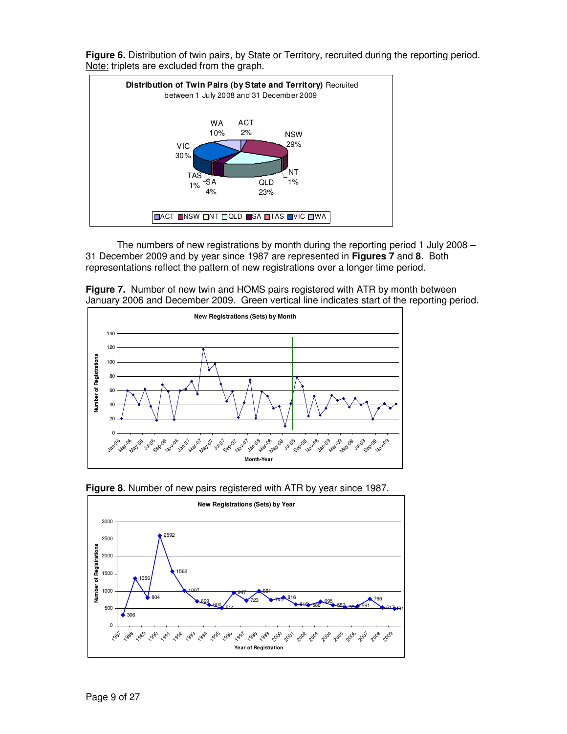**Figure 6.** Distribution of twin pairs, by State or Territory, recruited during the reporting period. Note: triplets are excluded from the graph.

The numbers of new registrations by month during the reporting period 1 July 2008 – 31 December 2009 and by year since 1987 are represented in **Figures 7** and **8**. Both representations reflect the pattern of new registrations over a longer time period.

**Figure 7.** Number of new twin and HOMS pairs registered with ATR by month between January 2006 and December 2009. Green vertical line indicates start of the reporting period.

**Figure 8.** Number of new pairs registered with ATR by year since 1987.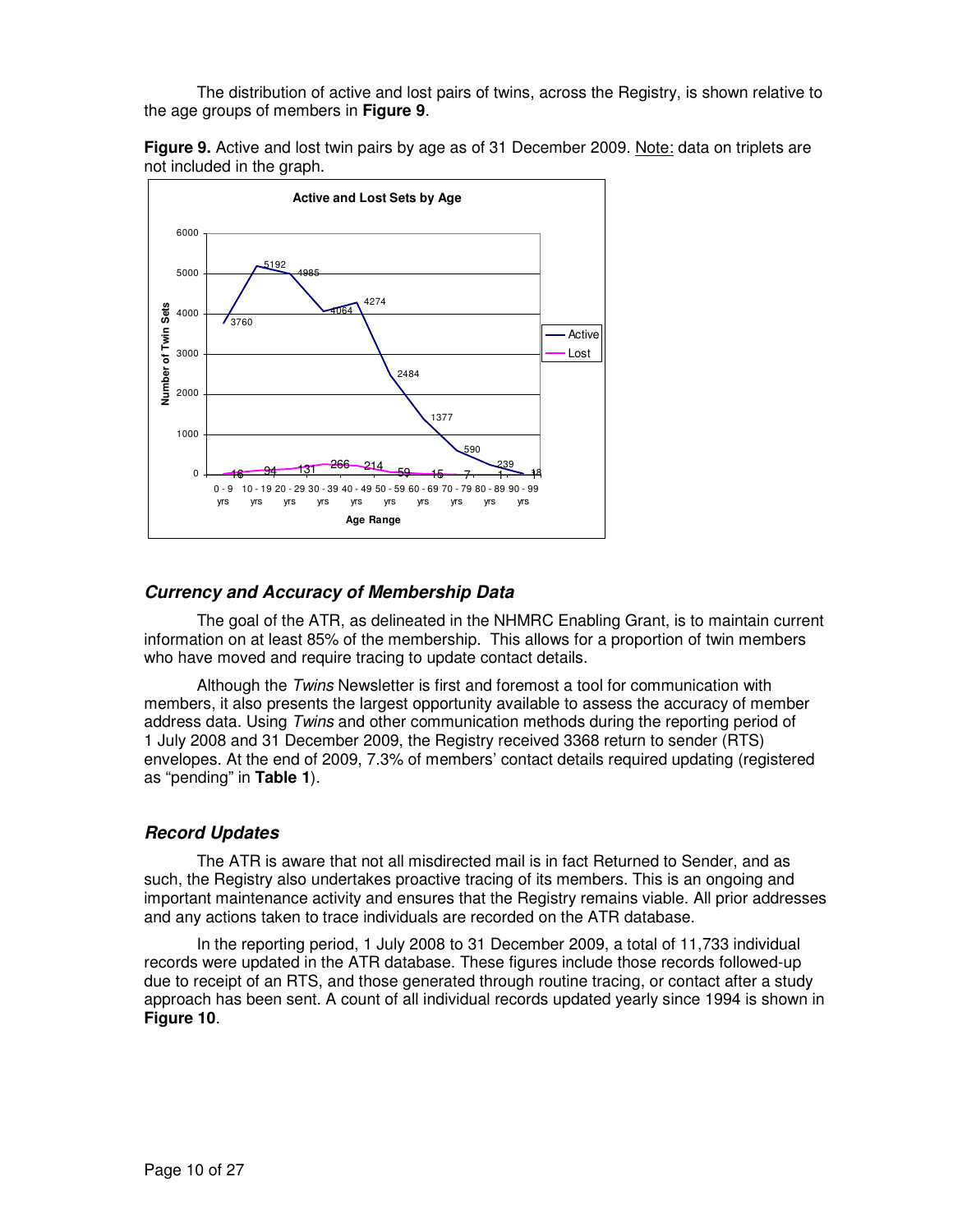The distribution of active and lost pairs of twins, across the Registry, is shown relative to the age groups of members in **Figure 9**.

**Figure 9.** Active and lost twin pairs by age as of 31 December 2009. Note: data on triplets are not included in the graph.

### *Currency and Accuracy of Membership Data*

The goal of the ATR, as delineated in the NHMRC Enabling Grant, is to maintain current information on at least 85% of the membership. This allows for a proportion of twin members who have moved and require tracing to update contact details.

Although the *Twins* Newsletter is first and foremost a tool for communication with members, it also presents the largest opportunity available to assess the accuracy of member address data. Using *Twins* and other communication methods during the reporting period of 1 July 2008 and 31 December 2009, the Registry received 3368 return to sender (RTS) envelopes. At the end of 2009, 7.3% of members' contact details required updating (registered as "pending" in **Table 1**).

### *Record Updates*

The ATR is aware that not all misdirected mail is in fact Returned to Sender, and as such, the Registry also undertakes proactive tracing of its members. This is an ongoing and important maintenance activity and ensures that the Registry remains viable. All prior addresses and any actions taken to trace individuals are recorded on the ATR database.

In the reporting period, 1 July 2008 to 31 December 2009, a total of 11,733 individual records were updated in the ATR database. These figures include those records followed-up due to receipt of an RTS, and those generated through routine tracing, or contact after a study approach has been sent. A count of all individual records updated yearly since 1994 is shown in **Figure 10**.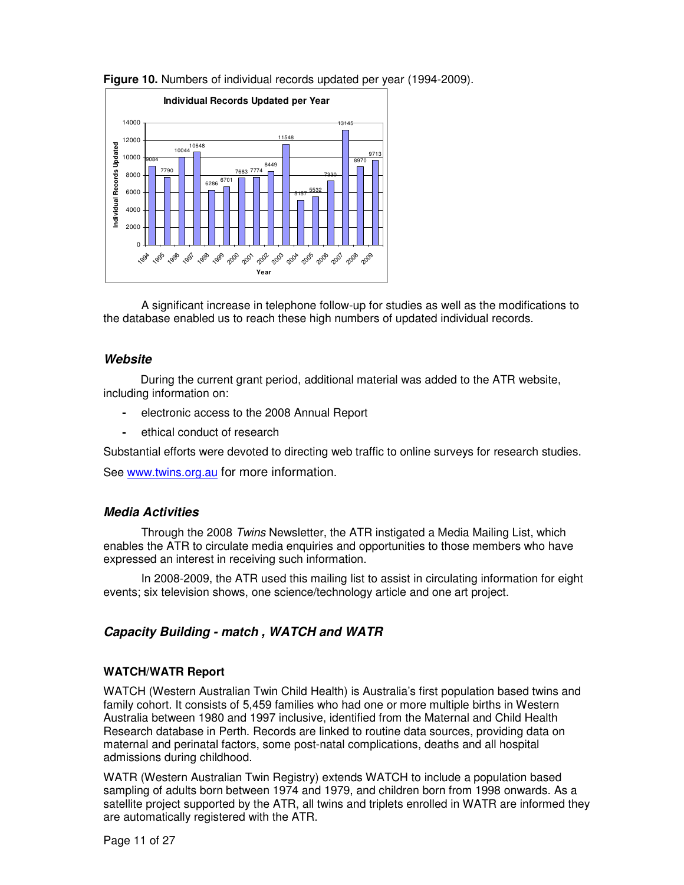**Figure 10.** Numbers of individual records updated per year (1994-2009).

A significant increase in telephone follow-up for studies as well as the modifications to the database enabled us to reach these high numbers of updated individual records.

### *Website*

During the current grant period, additional material was added to the ATR website, including information on:

- electronic access to the 2008 Annual Report
- ethical conduct of research

Substantial efforts were devoted to directing web traffic to online surveys for research studies.

See www.twins.org.au for more information.

### *Media Activities*

Through the 2008 *Twins* Newsletter, the ATR instigated a Media Mailing List, which enables the ATR to circulate media enquiries and opportunities to those members who have expressed an interest in receiving such information.

In 2008-2009, the ATR used this mailing list to assist in circulating information for eight events; six television shows, one science/technology article and one art project.

### *Capacity Building - match , WATCH and WATR*

#### WATCH/WATR Report

WATCH (Western Australian Twin Child Health) is Australia's first population based twins and family cohort. It consists of 5,459 families who had one or more multiple births in Western Australia between 1980 and 1997 inclusive, identified from the Maternal and Child Health Research database in Perth. Records are linked to routine data sources, providing data on maternal and perinatal factors, some post-natal complications, deaths and all hospital admissions during childhood.

WATR (Western Australian Twin Registry) extends WATCH to include a population based sampling of adults born between 1974 and 1979, and children born from 1998 onwards. As a satellite project supported by the ATR, all twins and triplets enrolled in WATR are informed they are automatically registered with the ATR.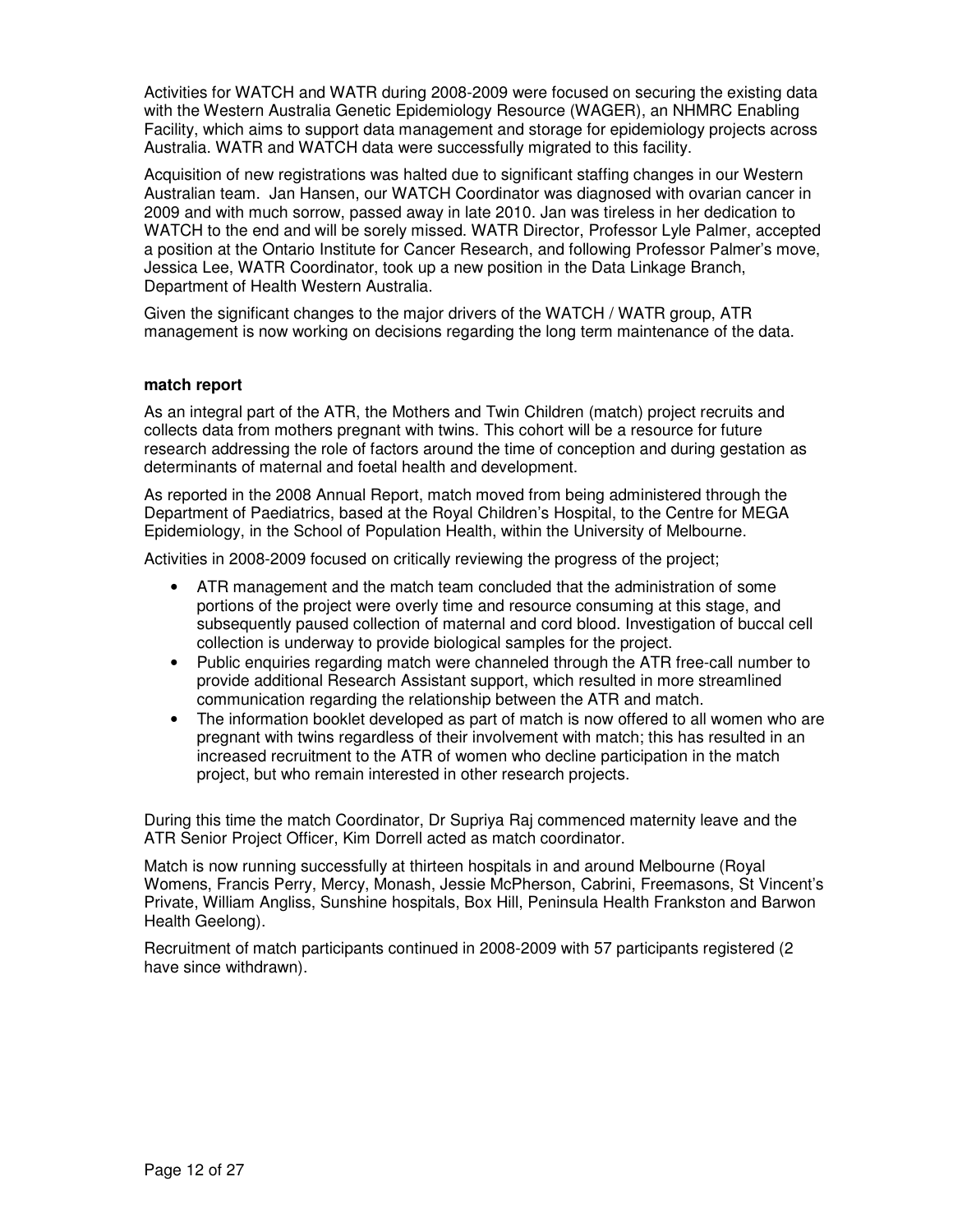Activities for WATCH and WATR during 2008-2009 were focused on securing the existing data with the Western Australia Genetic Epidemiology Resource (WAGER), an NHMRC Enabling Facility, which aims to support data management and storage for epidemiology projects across Australia. WATR and WATCH data were successfully migrated to this facility.

Acquisition of new registrations was halted due to significant staffing changes in our Western Australian team. Jan Hansen, our WATCH Coordinator was diagnosed with ovarian cancer in 2009 and with much sorrow, passed away in late 2010. Jan was tireless in her dedication to WATCH to the end and will be sorely missed. WATR Director, Professor Lyle Palmer, accepted a position at the Ontario Institute for Cancer Research, and following Professor Palmer's move, Jessica Lee, WATR Coordinator, took up a new position in the Data Linkage Branch, Department of Health Western Australia.

Given the significant changes to the major drivers of the WATCH / WATR group, ATR management is now working on decisions regarding the long term maintenance of the data.

**match report**

As an integral part of the ATR, the Mothers and Twin Children (match) project recruits and collects data from mothers pregnant with twins. This cohort will be a resource for future research addressing the role of factors around the time of conception and during gestation as determinants of maternal and foetal health and development.

As reported in the 2008 Annual Report, match moved from being administered through the Department of Paediatrics, based at the Royal Children's Hospital, to the Centre for MEGA Epidemiology, in the School of Population Health, within the University of Melbourne.

Activities in 2008-2009 focused on critically reviewing the progress of the project;

- ATR management and the match team concluded that the administration of some portions of the project were overly time and resource consuming at this stage, and subsequently paused collection of maternal and cord blood. Investigation of buccal cell collection is underway to provide biological samples for the project.
- Public enquiries regarding match were channeled through the ATR free-call number to provide additional Research Assistant support, which resulted in more streamlined communication regarding the relationship between the ATR and match.
- The information booklet developed as part of match is now offered to all women who are pregnant with twins regardless of their involvement with match; this has resulted in an increased recruitment to the ATR of women who decline participation in the match project, but who remain interested in other research projects.

During this time the match Coordinator, Dr Supriya Raj commenced maternity leave and the ATR Senior Project Officer, Kim Dorrell acted as match coordinator.

Match is now running successfully at thirteen hospitals in and around Melbourne (Royal Womens, Francis Perry, Mercy, Monash, Jessie McPherson, Cabrini, Freemasons, St Vincent's Private, William Angliss, Sunshine hospitals, Box Hill, Peninsula Health Frankston and Barwon Health Geelong).

Recruitment of match participants continued in 2008-2009 with 57 participants registered (2 have since withdrawn).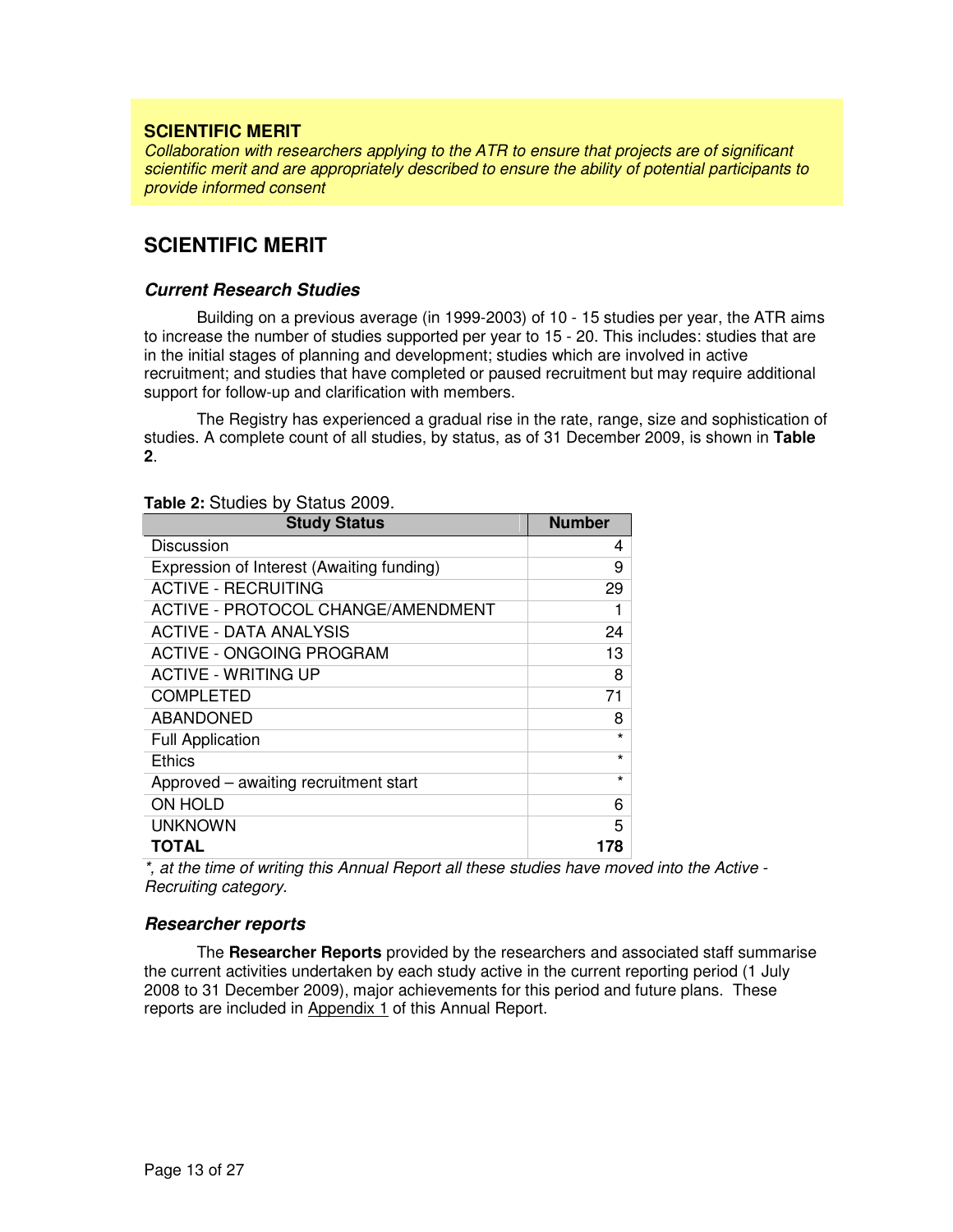**SCIENTIFIC MERIT**

*Collaboration with researchers applying to the ATR to ensure that projects are of significant scientific merit and are appropriately described to ensure the ability of potential participants to provide informed consent*

## SCIENTIFIC MERIT

### *Current Research Studies*

Building on a previous average (in 1999-2003) of 10 - 15 studies per year, the ATR aims to increase the number of studies supported per year to 15 - 20. This includes: studies that are in the initial stages of planning and development; studies which are involved in active recruitment; and studies that have completed or paused recruitment but may require additional support for follow-up and clarification with members.

The Registry has experienced a gradual rise in the rate, range, size and sophistication of studies. A complete count of all studies, by status, as of 31 December 2009, is shown in **Table 2**.

**Table 2:** Studies by Status 2009.

| Study Status | Number |
|---|---|
| Discussion | 4 |
| Expression of Interest (Awaiting funding) | 9 |
| ACTIVE - RECRUITING | 29 |
| ACTIVE - PROTOCOL CHANGE/AMENDMENT | 1 |
| ACTIVE - DATA ANALYSIS | 24 |
| ACTIVE - ONGOING PROGRAM | 13 |
| ACTIVE - WRITING UP | 8 |
| COMPLETED | 71 |
| ABANDONED | 8 |
| Full Application | * |
| Ethics | * |
| Approved – awaiting recruitment start | * |
| ON HOLD | 6 |
| UNKNOWN | 5 |
| **TOTAL** | **178** |

*\*, at the time of writing this Annual Report all these studies have moved into the Active - Recruiting category.*

### *Researcher reports*

The **Researcher Reports** provided by the researchers and associated staff summarise the current activities undertaken by each study active in the current reporting period (1 July 2008 to 31 December 2009), major achievements for this period and future plans. These reports are included in Appendix 1 of this Annual Report.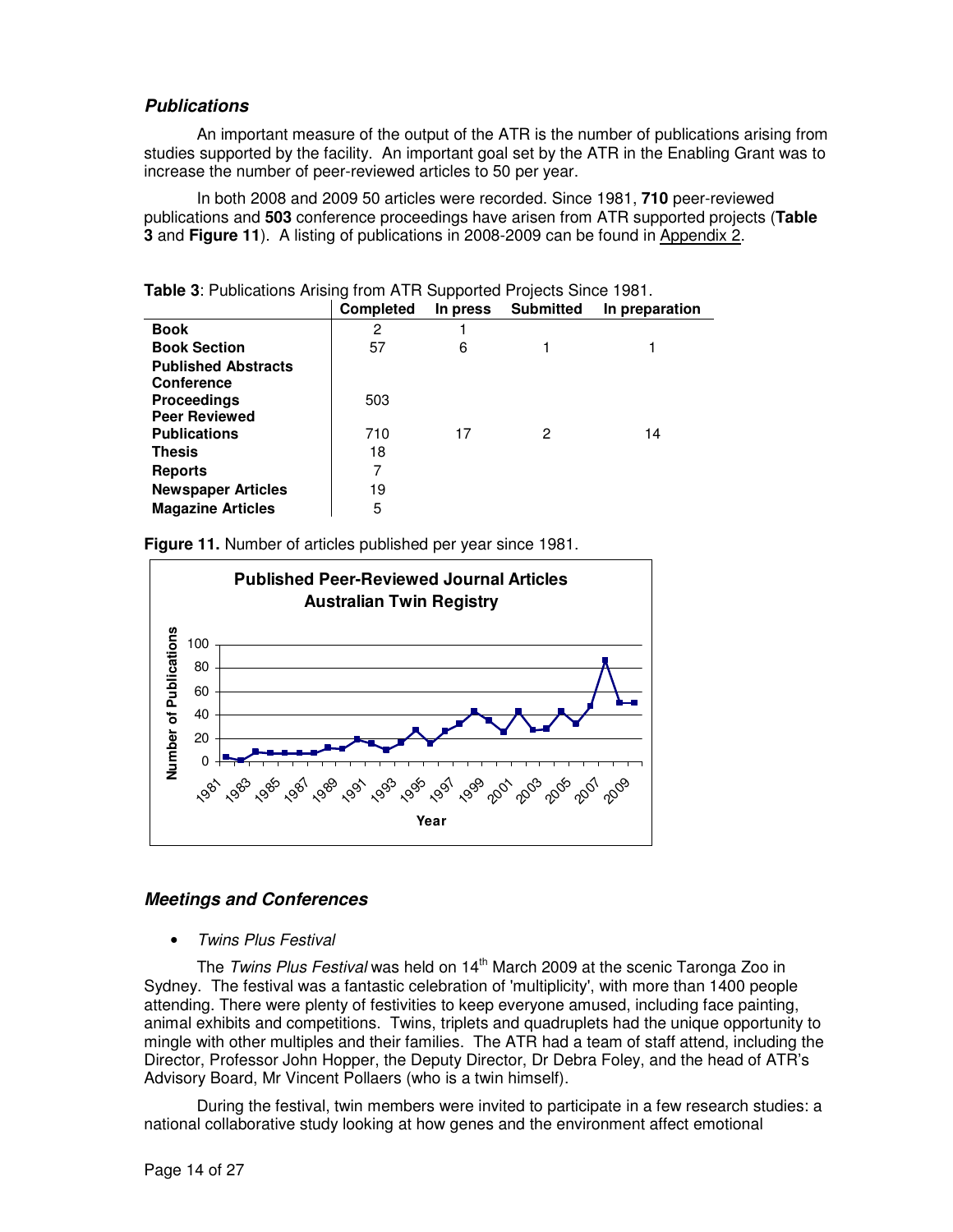## *Publications*

An important measure of the output of the ATR is the number of publications arising from studies supported by the facility. An important goal set by the ATR in the Enabling Grant was to increase the number of peer-reviewed articles to 50 per year.

In both 2008 and 2009 50 articles were recorded. Since 1981, **710** peer-reviewed publications and **503** conference proceedings have arisen from ATR supported projects (**Table 3** and **Figure 11**). A listing of publications in 2008-2009 can be found in Appendix 2.

**Table 3**: Publications Arising from ATR Supported Projects Since 1981.

| | Completed | In press | Submitted | In preparation |
|---|---|---|---|---|
| **Book** | 2 | 1 | | |
| **Book Section** | 57 | 6 | 1 | 1 |
| **Published Abstracts Conference Proceedings** | 503 | | | |
| **Peer Reviewed Publications** | 710 | 17 | 2 | 14 |
| **Thesis** | 18 | | | |
| **Reports** | 7 | | | |
| **Newspaper Articles** | 19 | | | |
| **Magazine Articles** | 5 | | | |

**Figure 11.** Number of articles published per year since 1981.

## *Meetings and Conferences*

- *Twins Plus Festival*

The *Twins Plus Festival* was held on 14th March 2009 at the scenic Taronga Zoo in Sydney. The festival was a fantastic celebration of 'multiplicity', with more than 1400 people attending. There were plenty of festivities to keep everyone amused, including face painting, animal exhibits and competitions. Twins, triplets and quadruplets had the unique opportunity to mingle with other multiples and their families. The ATR had a team of staff attend, including the Director, Professor John Hopper, the Deputy Director, Dr Debra Foley, and the head of ATR's Advisory Board, Mr Vincent Pollaers (who is a twin himself).

During the festival, twin members were invited to participate in a few research studies: a national collaborative study looking at how genes and the environment affect emotional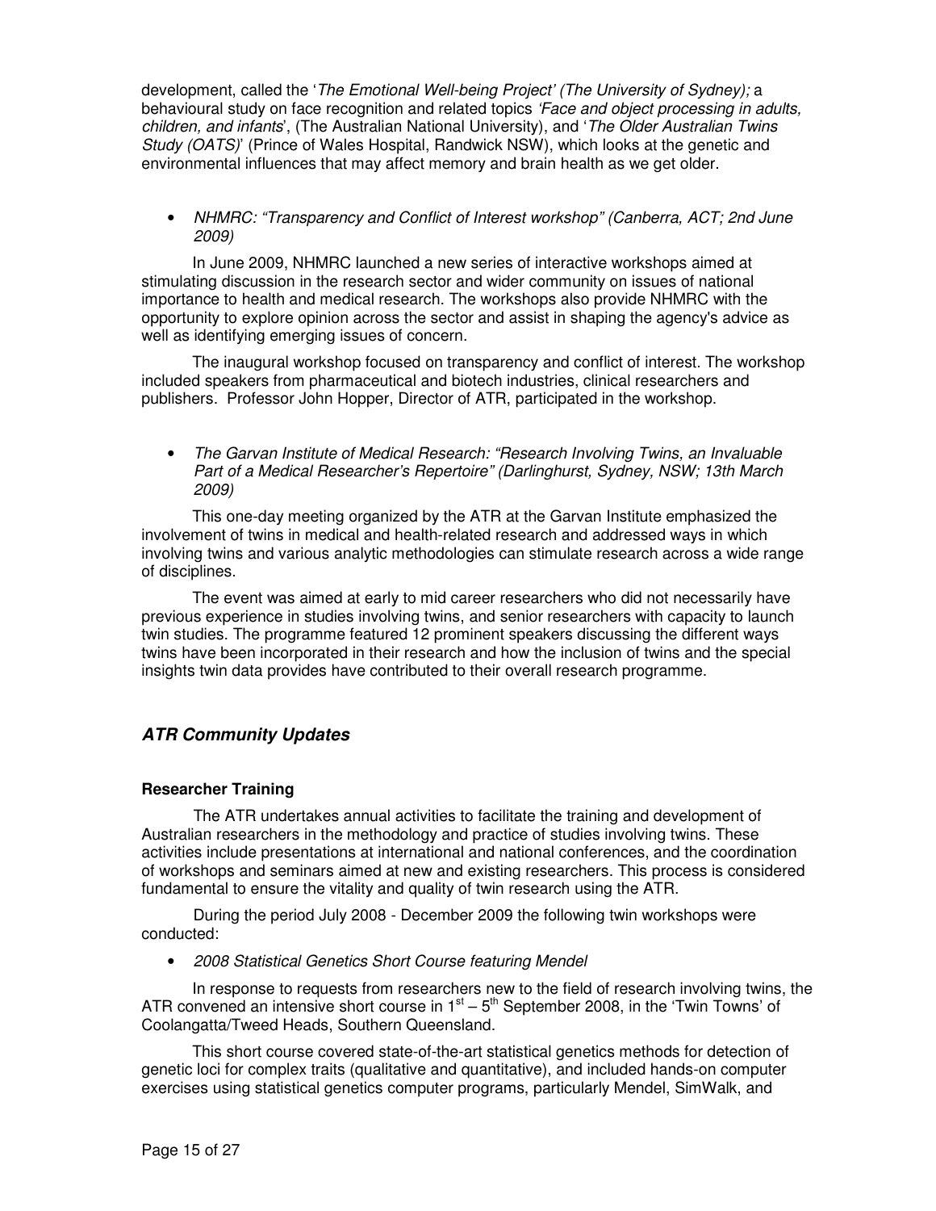development, called the '*The Emotional Well-being Project' (The University of Sydney);* a behavioural study on face recognition and related topics *'Face and object processing in adults, children, and infants*', (The Australian National University), and '*The Older Australian Twins Study (OATS)*' (Prince of Wales Hospital, Randwick NSW), which looks at the genetic and environmental influences that may affect memory and brain health as we get older.

- *NHMRC: "Transparency and Conflict of Interest workshop" (Canberra, ACT; 2nd June 2009)*

In June 2009, NHMRC launched a new series of interactive workshops aimed at stimulating discussion in the research sector and wider community on issues of national importance to health and medical research. The workshops also provide NHMRC with the opportunity to explore opinion across the sector and assist in shaping the agency's advice as well as identifying emerging issues of concern.

The inaugural workshop focused on transparency and conflict of interest. The workshop included speakers from pharmaceutical and biotech industries, clinical researchers and publishers. Professor John Hopper, Director of ATR, participated in the workshop.

- *The Garvan Institute of Medical Research: "Research Involving Twins, an Invaluable Part of a Medical Researcher's Repertoire" (Darlinghurst, Sydney, NSW; 13th March 2009)*

This one-day meeting organized by the ATR at the Garvan Institute emphasized the involvement of twins in medical and health-related research and addressed ways in which involving twins and various analytic methodologies can stimulate research across a wide range of disciplines.

The event was aimed at early to mid career researchers who did not necessarily have previous experience in studies involving twins, and senior researchers with capacity to launch twin studies. The programme featured 12 prominent speakers discussing the different ways twins have been incorporated in their research and how the inclusion of twins and the special insights twin data provides have contributed to their overall research programme.

## ***ATR Community Updates***

### **Researcher Training**

The ATR undertakes annual activities to facilitate the training and development of Australian researchers in the methodology and practice of studies involving twins. These activities include presentations at international and national conferences, and the coordination of workshops and seminars aimed at new and existing researchers. This process is considered fundamental to ensure the vitality and quality of twin research using the ATR.

During the period July 2008 - December 2009 the following twin workshops were conducted:

- *2008 Statistical Genetics Short Course featuring Mendel*

In response to requests from researchers new to the field of research involving twins, the ATR convened an intensive short course in 1st – 5th September 2008, in the 'Twin Towns' of Coolangatta/Tweed Heads, Southern Queensland.

This short course covered state-of-the-art statistical genetics methods for detection of genetic loci for complex traits (qualitative and quantitative), and included hands-on computer exercises using statistical genetics computer programs, particularly Mendel, SimWalk, and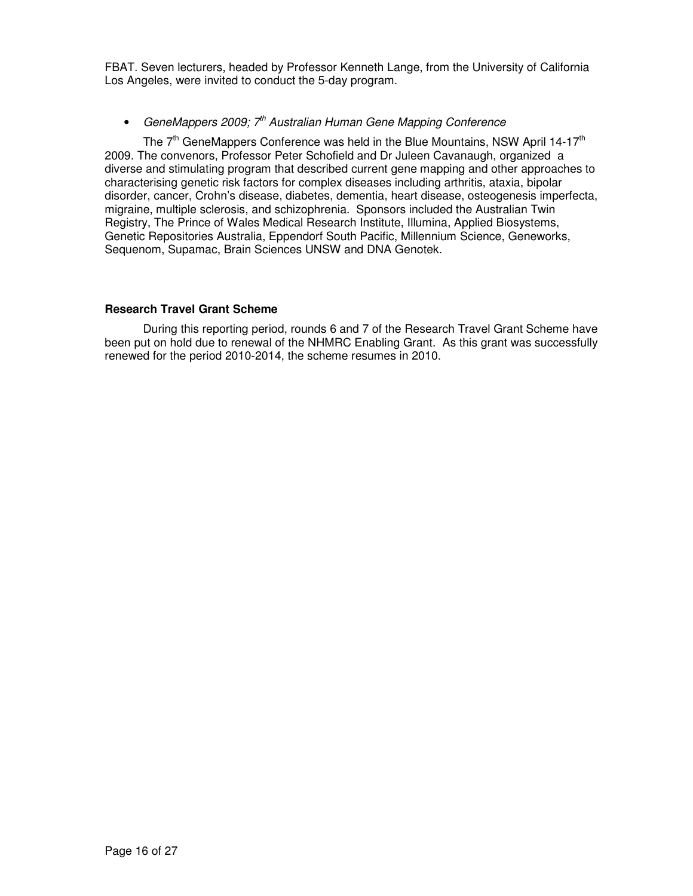FBAT. Seven lecturers, headed by Professor Kenneth Lange, from the University of California Los Angeles, were invited to conduct the 5-day program.

- *GeneMappers 2009; 7th Australian Human Gene Mapping Conference*

The 7th GeneMappers Conference was held in the Blue Mountains, NSW April 14-17th 2009. The convenors, Professor Peter Schofield and Dr Juleen Cavanaugh, organized a diverse and stimulating program that described current gene mapping and other approaches to characterising genetic risk factors for complex diseases including arthritis, ataxia, bipolar disorder, cancer, Crohn's disease, diabetes, dementia, heart disease, osteogenesis imperfecta, migraine, multiple sclerosis, and schizophrenia. Sponsors included the Australian Twin Registry, The Prince of Wales Medical Research Institute, Illumina, Applied Biosystems, Genetic Repositories Australia, Eppendorf South Pacific, Millennium Science, Geneworks, Sequenom, Supamac, Brain Sciences UNSW and DNA Genotek.

**Research Travel Grant Scheme**

During this reporting period, rounds 6 and 7 of the Research Travel Grant Scheme have been put on hold due to renewal of the NHMRC Enabling Grant. As this grant was successfully renewed for the period 2010-2014, the scheme resumes in 2010.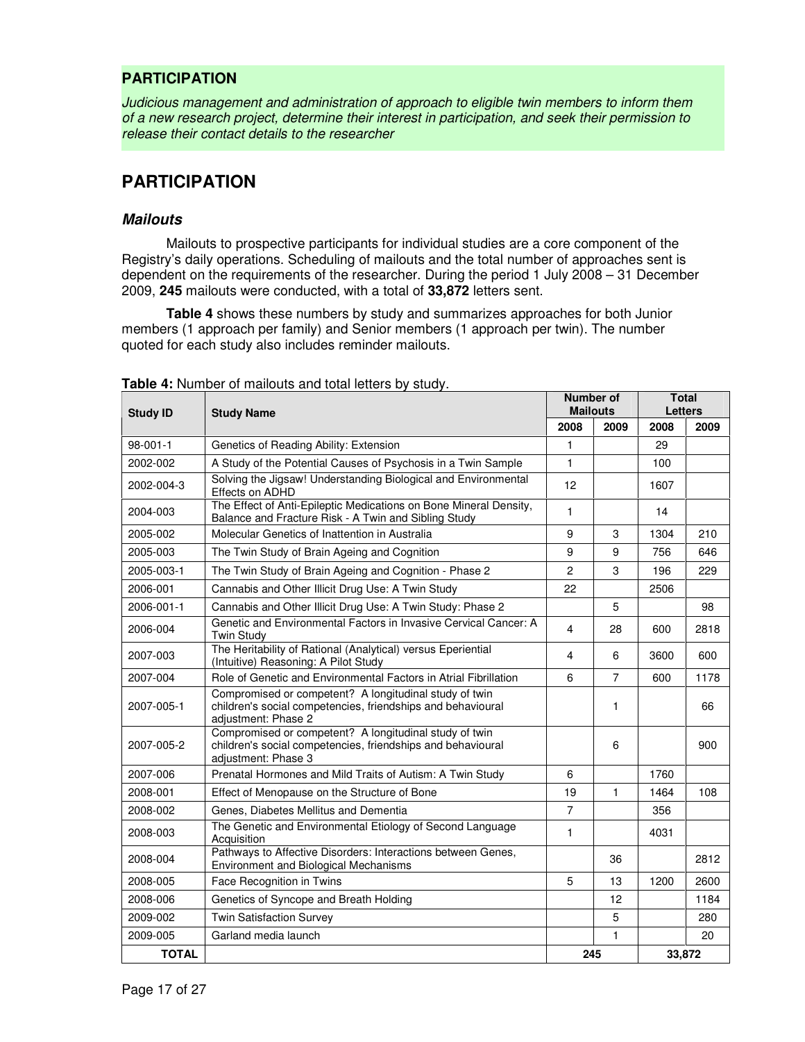## PARTICIPATION

*Judicious management and administration of approach to eligible twin members to inform them of a new research project, determine their interest in participation, and seek their permission to release their contact details to the researcher*

# PARTICIPATION

### Mailouts

Mailouts to prospective participants for individual studies are a core component of the Registry's daily operations. Scheduling of mailouts and the total number of approaches sent is dependent on the requirements of the researcher. During the period 1 July 2008 – 31 December 2009, **245** mailouts were conducted, with a total of **33,872** letters sent.

**Table 4** shows these numbers by study and summarizes approaches for both Junior members (1 approach per family) and Senior members (1 approach per twin). The number quoted for each study also includes reminder mailouts.

**Table 4:** Number of mailouts and total letters by study.

| Study ID | Study Name | Number of Mailouts | | Total Letters | |
|---|---|---|---|---|---|
| | | 2008 | 2009 | 2008 | 2009 |
| 98-001-1 | Genetics of Reading Ability: Extension | 1 | | 29 | |
| 2002-002 | A Study of the Potential Causes of Psychosis in a Twin Sample | 1 | | 100 | |
| 2002-004-3 | Solving the Jigsaw! Understanding Biological and Environmental Effects on ADHD | 12 | | 1607 | |
| 2004-003 | The Effect of Anti-Epileptic Medications on Bone Mineral Density, Balance and Fracture Risk - A Twin and Sibling Study | 1 | | 14 | |
| 2005-002 | Molecular Genetics of Inattention in Australia | 9 | 3 | 1304 | 210 |
| 2005-003 | The Twin Study of Brain Ageing and Cognition | 9 | 9 | 756 | 646 |
| 2005-003-1 | The Twin Study of Brain Ageing and Cognition - Phase 2 | 2 | 3 | 196 | 229 |
| 2006-001 | Cannabis and Other Illicit Drug Use: A Twin Study | 22 | | 2506 | |
| 2006-001-1 | Cannabis and Other Illicit Drug Use: A Twin Study: Phase 2 | | 5 | | 98 |
| 2006-004 | Genetic and Environmental Factors in Invasive Cervical Cancer: A Twin Study | 4 | 28 | 600 | 2818 |
| 2007-003 | The Heritability of Rational (Analytical) versus Eperiential (Intuitive) Reasoning: A Pilot Study | 4 | 6 | 3600 | 600 |
| 2007-004 | Role of Genetic and Environmental Factors in Atrial Fibrillation | 6 | 7 | 600 | 1178 |
| 2007-005-1 | Compromised or competent? A longitudinal study of twin children's social competencies, friendships and behavioural adjustment: Phase 2 | | 1 | | 66 |
| 2007-005-2 | Compromised or competent? A longitudinal study of twin children's social competencies, friendships and behavioural adjustment: Phase 3 | | 6 | | 900 |
| 2007-006 | Prenatal Hormones and Mild Traits of Autism: A Twin Study | 6 | | 1760 | |
| 2008-001 | Effect of Menopause on the Structure of Bone | 19 | 1 | 1464 | 108 |
| 2008-002 | Genes, Diabetes Mellitus and Dementia | 7 | | 356 | |
| 2008-003 | The Genetic and Environmental Etiology of Second Language Acquisition | 1 | | 4031 | |
| 2008-004 | Pathways to Affective Disorders: Interactions between Genes, Environment and Biological Mechanisms | | 36 | | 2812 |
| 2008-005 | Face Recognition in Twins | 5 | 13 | 1200 | 2600 |
| 2008-006 | Genetics of Syncope and Breath Holding | | 12 | | 1184 |
| 2009-002 | Twin Satisfaction Survey | | 5 | | 280 |
| 2009-005 | Garland media launch | | 1 | | 20 |
| **TOTAL** | | **245** | | **33,872** | |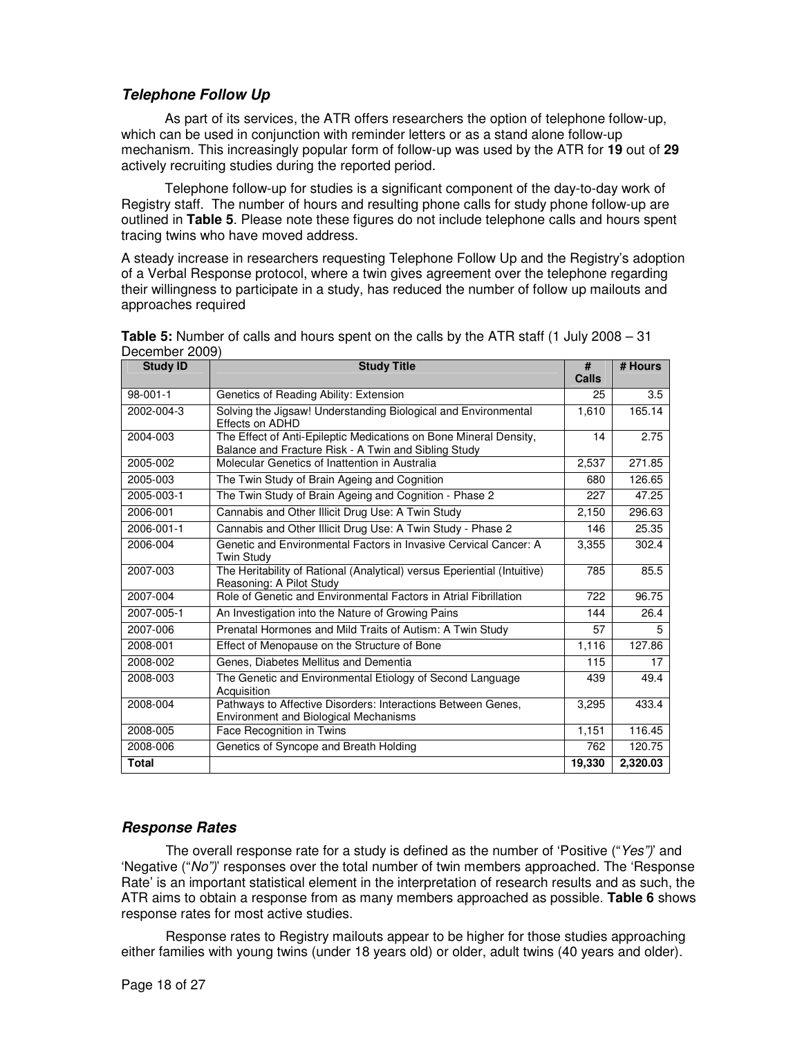### *Telephone Follow Up*

As part of its services, the ATR offers researchers the option of telephone follow-up, which can be used in conjunction with reminder letters or as a stand alone follow-up mechanism. This increasingly popular form of follow-up was used by the ATR for **19** out of **29** actively recruiting studies during the reported period.

Telephone follow-up for studies is a significant component of the day-to-day work of Registry staff. The number of hours and resulting phone calls for study phone follow-up are outlined in **Table 5**. Please note these figures do not include telephone calls and hours spent tracing twins who have moved address.

A steady increase in researchers requesting Telephone Follow Up and the Registry's adoption of a Verbal Response protocol, where a twin gives agreement over the telephone regarding their willingness to participate in a study, has reduced the number of follow up mailouts and approaches required

**Table 5:** Number of calls and hours spent on the calls by the ATR staff (1 July 2008 – 31 December 2009)

| Study ID | Study Title | # Calls | # Hours |
|---|---|---|---|
| 98-001-1 | Genetics of Reading Ability: Extension | 25 | 3.5 |
| 2002-004-3 | Solving the Jigsaw! Understanding Biological and Environmental Effects on ADHD | 1,610 | 165.14 |
| 2004-003 | The Effect of Anti-Epileptic Medications on Bone Mineral Density, Balance and Fracture Risk - A Twin and Sibling Study | 14 | 2.75 |
| 2005-002 | Molecular Genetics of Inattention in Australia | 2,537 | 271.85 |
| 2005-003 | The Twin Study of Brain Ageing and Cognition | 680 | 126.65 |
| 2005-003-1 | The Twin Study of Brain Ageing and Cognition - Phase 2 | 227 | 47.25 |
| 2006-001 | Cannabis and Other Illicit Drug Use: A Twin Study | 2,150 | 296.63 |
| 2006-001-1 | Cannabis and Other Illicit Drug Use: A Twin Study - Phase 2 | 146 | 25.35 |
| 2006-004 | Genetic and Environmental Factors in Invasive Cervical Cancer: A Twin Study | 3,355 | 302.4 |
| 2007-003 | The Heritability of Rational (Analytical) versus Eperiential (Intuitive) Reasoning: A Pilot Study | 785 | 85.5 |
| 2007-004 | Role of Genetic and Environmental Factors in Atrial Fibrillation | 722 | 96.75 |
| 2007-005-1 | An Investigation into the Nature of Growing Pains | 144 | 26.4 |
| 2007-006 | Prenatal Hormones and Mild Traits of Autism: A Twin Study | 57 | 5 |
| 2008-001 | Effect of Menopause on the Structure of Bone | 1,116 | 127.86 |
| 2008-002 | Genes, Diabetes Mellitus and Dementia | 115 | 17 |
| 2008-003 | The Genetic and Environmental Etiology of Second Language Acquisition | 439 | 49.4 |
| 2008-004 | Pathways to Affective Disorders: Interactions Between Genes, Environment and Biological Mechanisms | 3,295 | 433.4 |
| 2008-005 | Face Recognition in Twins | 1,151 | 116.45 |
| 2008-006 | Genetics of Syncope and Breath Holding | 762 | 120.75 |
| **Total** | | **19,330** | **2,320.03** |

### *Response Rates*

The overall response rate for a study is defined as the number of 'Positive ("*Yes")*' and 'Negative ("*No")*' responses over the total number of twin members approached. The 'Response Rate' is an important statistical element in the interpretation of research results and as such, the ATR aims to obtain a response from as many members approached as possible. **Table 6** shows response rates for most active studies.

Response rates to Registry mailouts appear to be higher for those studies approaching either families with young twins (under 18 years old) or older, adult twins (40 years and older).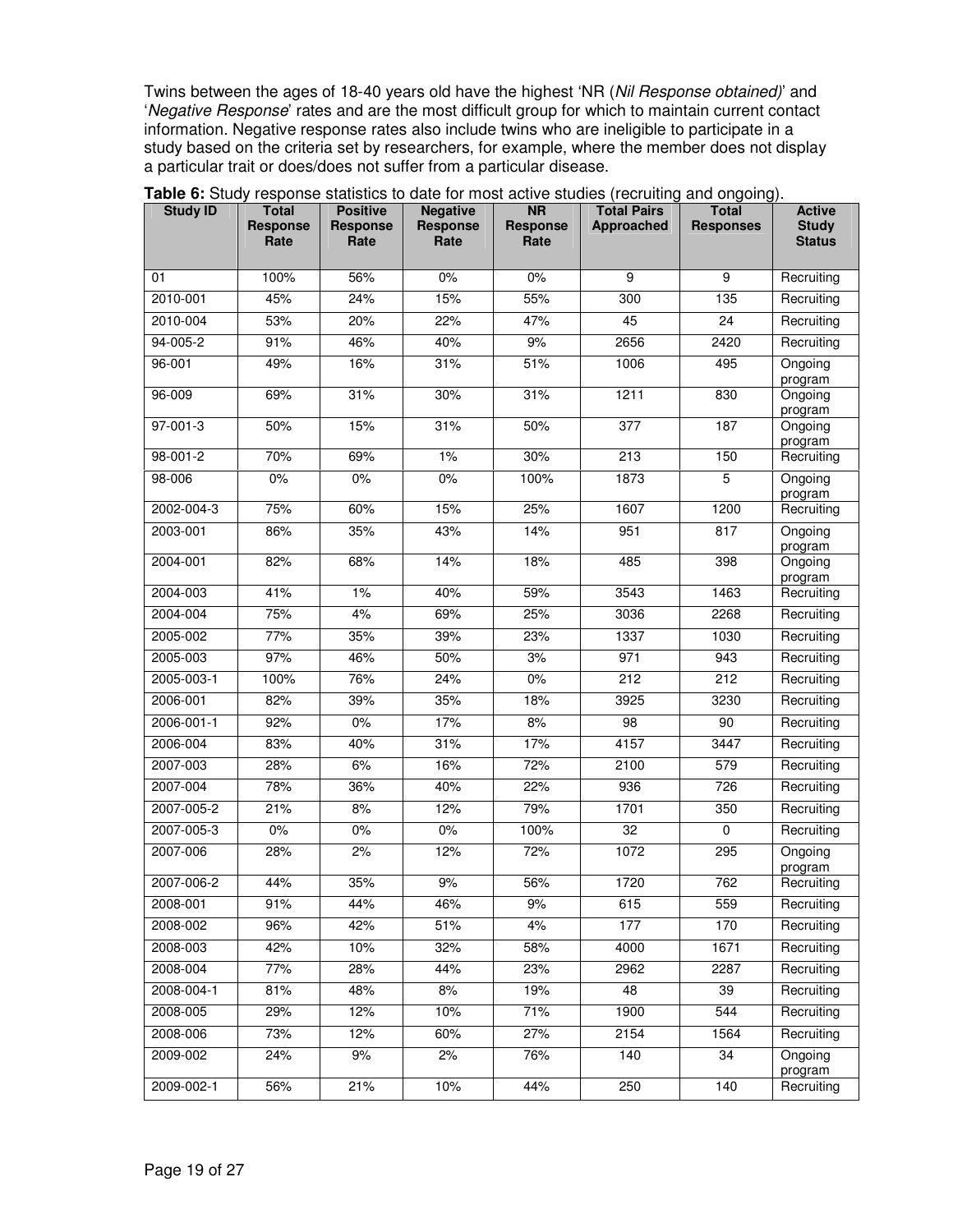Twins between the ages of 18-40 years old have the highest 'NR (*Nil Response obtained)*' and '*Negative Response*' rates and are the most difficult group for which to maintain current contact information. Negative response rates also include twins who are ineligible to participate in a study based on the criteria set by researchers, for example, where the member does not display a particular trait or does/does not suffer from a particular disease.

**Table 6:** Study response statistics to date for most active studies (recruiting and ongoing).

| Study ID | Total Response Rate | Positive Response Rate | Negative Response Rate | NR Response Rate | Total Pairs Approached | Total Responses | Active Study Status |
|---|---|---|---|---|---|---|---|
| 01 | 100% | 56% | 0% | 0% | 9 | 9 | Recruiting |
| 2010-001 | 45% | 24% | 15% | 55% | 300 | 135 | Recruiting |
| 2010-004 | 53% | 20% | 22% | 47% | 45 | 24 | Recruiting |
| 94-005-2 | 91% | 46% | 40% | 9% | 2656 | 2420 | Recruiting |
| 96-001 | 49% | 16% | 31% | 51% | 1006 | 495 | Ongoing program |
| 96-009 | 69% | 31% | 30% | 31% | 1211 | 830 | Ongoing program |
| 97-001-3 | 50% | 15% | 31% | 50% | 377 | 187 | Ongoing program |
| 98-001-2 | 70% | 69% | 1% | 30% | 213 | 150 | Recruiting |
| 98-006 | 0% | 0% | 0% | 100% | 1873 | 5 | Ongoing program |
| 2002-004-3 | 75% | 60% | 15% | 25% | 1607 | 1200 | Recruiting |
| 2003-001 | 86% | 35% | 43% | 14% | 951 | 817 | Ongoing program |
| 2004-001 | 82% | 68% | 14% | 18% | 485 | 398 | Ongoing program |
| 2004-003 | 41% | 1% | 40% | 59% | 3543 | 1463 | Recruiting |
| 2004-004 | 75% | 4% | 69% | 25% | 3036 | 2268 | Recruiting |
| 2005-002 | 77% | 35% | 39% | 23% | 1337 | 1030 | Recruiting |
| 2005-003 | 97% | 46% | 50% | 3% | 971 | 943 | Recruiting |
| 2005-003-1 | 100% | 76% | 24% | 0% | 212 | 212 | Recruiting |
| 2006-001 | 82% | 39% | 35% | 18% | 3925 | 3230 | Recruiting |
| 2006-001-1 | 92% | 0% | 17% | 8% | 98 | 90 | Recruiting |
| 2006-004 | 83% | 40% | 31% | 17% | 4157 | 3447 | Recruiting |
| 2007-003 | 28% | 6% | 16% | 72% | 2100 | 579 | Recruiting |
| 2007-004 | 78% | 36% | 40% | 22% | 936 | 726 | Recruiting |
| 2007-005-2 | 21% | 8% | 12% | 79% | 1701 | 350 | Recruiting |
| 2007-005-3 | 0% | 0% | 0% | 100% | 32 | 0 | Recruiting |
| 2007-006 | 28% | 2% | 12% | 72% | 1072 | 295 | Ongoing program |
| 2007-006-2 | 44% | 35% | 9% | 56% | 1720 | 762 | Recruiting |
| 2008-001 | 91% | 44% | 46% | 9% | 615 | 559 | Recruiting |
| 2008-002 | 96% | 42% | 51% | 4% | 177 | 170 | Recruiting |
| 2008-003 | 42% | 10% | 32% | 58% | 4000 | 1671 | Recruiting |
| 2008-004 | 77% | 28% | 44% | 23% | 2962 | 2287 | Recruiting |
| 2008-004-1 | 81% | 48% | 8% | 19% | 48 | 39 | Recruiting |
| 2008-005 | 29% | 12% | 10% | 71% | 1900 | 544 | Recruiting |
| 2008-006 | 73% | 12% | 60% | 27% | 2154 | 1564 | Recruiting |
| 2009-002 | 24% | 9% | 2% | 76% | 140 | 34 | Ongoing program |
| 2009-002-1 | 56% | 21% | 10% | 44% | 250 | 140 | Recruiting |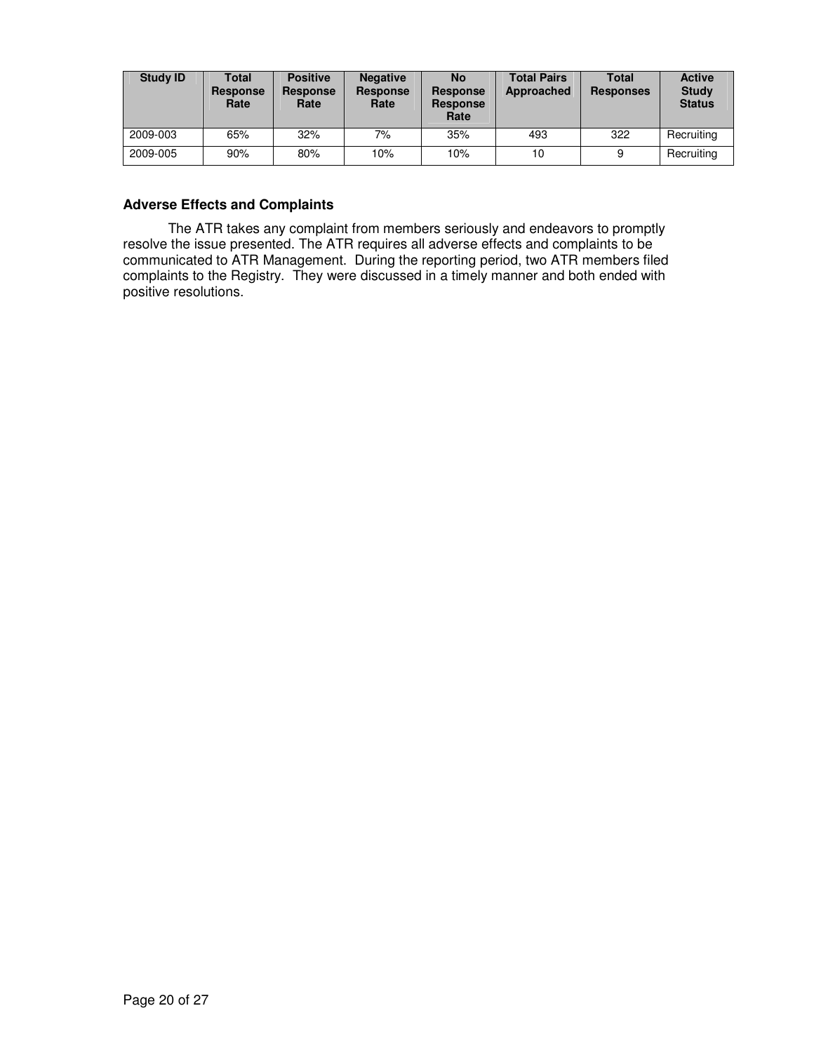| Study ID | Total Response Rate | Positive Response Rate | Negative Response Rate | No Response Response Rate | Total Pairs Approached | Total Responses | Active Study Status |
|---|---|---|---|---|---|---|---|
| 2009-003 | 65% | 32% | 7% | 35% | 493 | 322 | Recruiting |
| 2009-005 | 90% | 80% | 10% | 10% | 10 | 9 | Recruiting |

### Adverse Effects and Complaints

The ATR takes any complaint from members seriously and endeavors to promptly resolve the issue presented. The ATR requires all adverse effects and complaints to be communicated to ATR Management. During the reporting period, two ATR members filed complaints to the Registry. They were discussed in a timely manner and both ended with positive resolutions.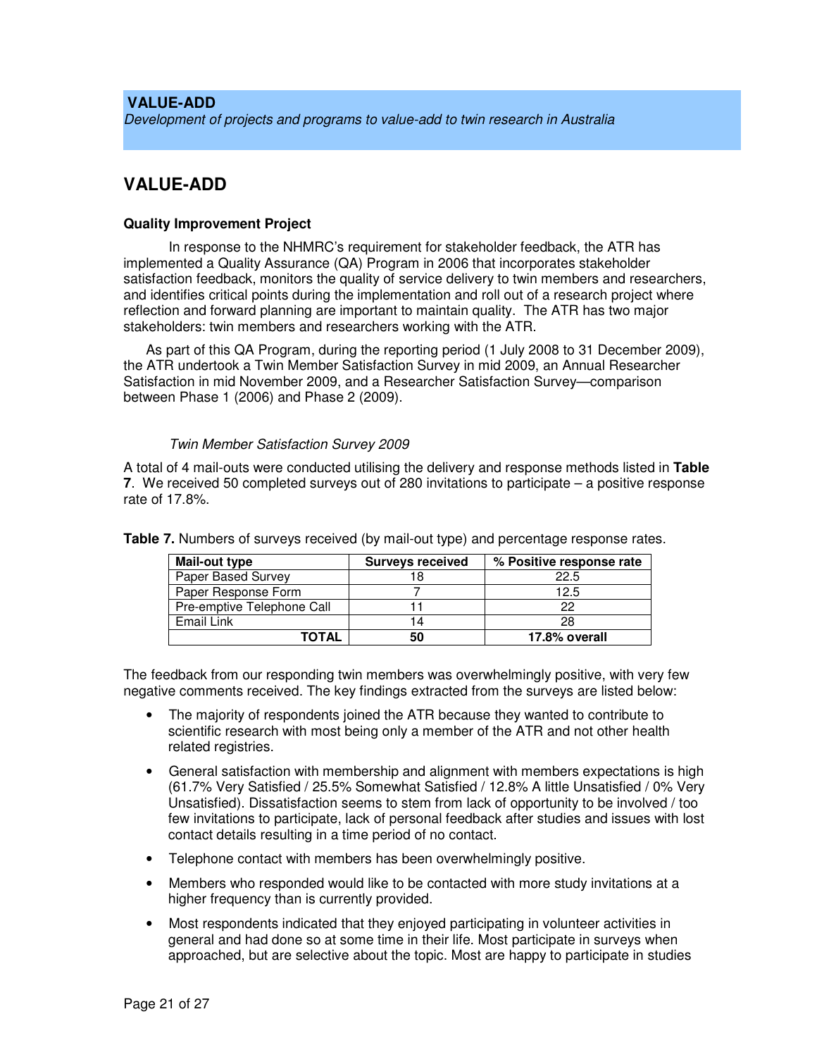**VALUE-ADD**

*Development of projects and programs to value-add to twin research in Australia*

## VALUE-ADD

**Quality Improvement Project**

In response to the NHMRC's requirement for stakeholder feedback, the ATR has implemented a Quality Assurance (QA) Program in 2006 that incorporates stakeholder satisfaction feedback, monitors the quality of service delivery to twin members and researchers, and identifies critical points during the implementation and roll out of a research project where reflection and forward planning are important to maintain quality. The ATR has two major stakeholders: twin members and researchers working with the ATR.

As part of this QA Program, during the reporting period (1 July 2008 to 31 December 2009), the ATR undertook a Twin Member Satisfaction Survey in mid 2009, an Annual Researcher Satisfaction in mid November 2009, and a Researcher Satisfaction Survey—comparison between Phase 1 (2006) and Phase 2 (2009).

*Twin Member Satisfaction Survey 2009*

A total of 4 mail-outs were conducted utilising the delivery and response methods listed in **Table 7**. We received 50 completed surveys out of 280 invitations to participate – a positive response rate of 17.8%.

**Table 7.** Numbers of surveys received (by mail-out type) and percentage response rates.

| Mail-out type | Surveys received | % Positive response rate |
|---|---|---|
| Paper Based Survey | 18 | 22.5 |
| Paper Response Form | 7 | 12.5 |
| Pre-emptive Telephone Call | 11 | 22 |
| Email Link | 14 | 28 |
| **TOTAL** | **50** | **17.8% overall** |

The feedback from our responding twin members was overwhelmingly positive, with very few negative comments received. The key findings extracted from the surveys are listed below:

- The majority of respondents joined the ATR because they wanted to contribute to scientific research with most being only a member of the ATR and not other health related registries.
- General satisfaction with membership and alignment with members expectations is high (61.7% Very Satisfied / 25.5% Somewhat Satisfied / 12.8% A little Unsatisfied / 0% Very Unsatisfied). Dissatisfaction seems to stem from lack of opportunity to be involved / too few invitations to participate, lack of personal feedback after studies and issues with lost contact details resulting in a time period of no contact.
- Telephone contact with members has been overwhelmingly positive.
- Members who responded would like to be contacted with more study invitations at a higher frequency than is currently provided.
- Most respondents indicated that they enjoyed participating in volunteer activities in general and had done so at some time in their life. Most participate in surveys when approached, but are selective about the topic. Most are happy to participate in studies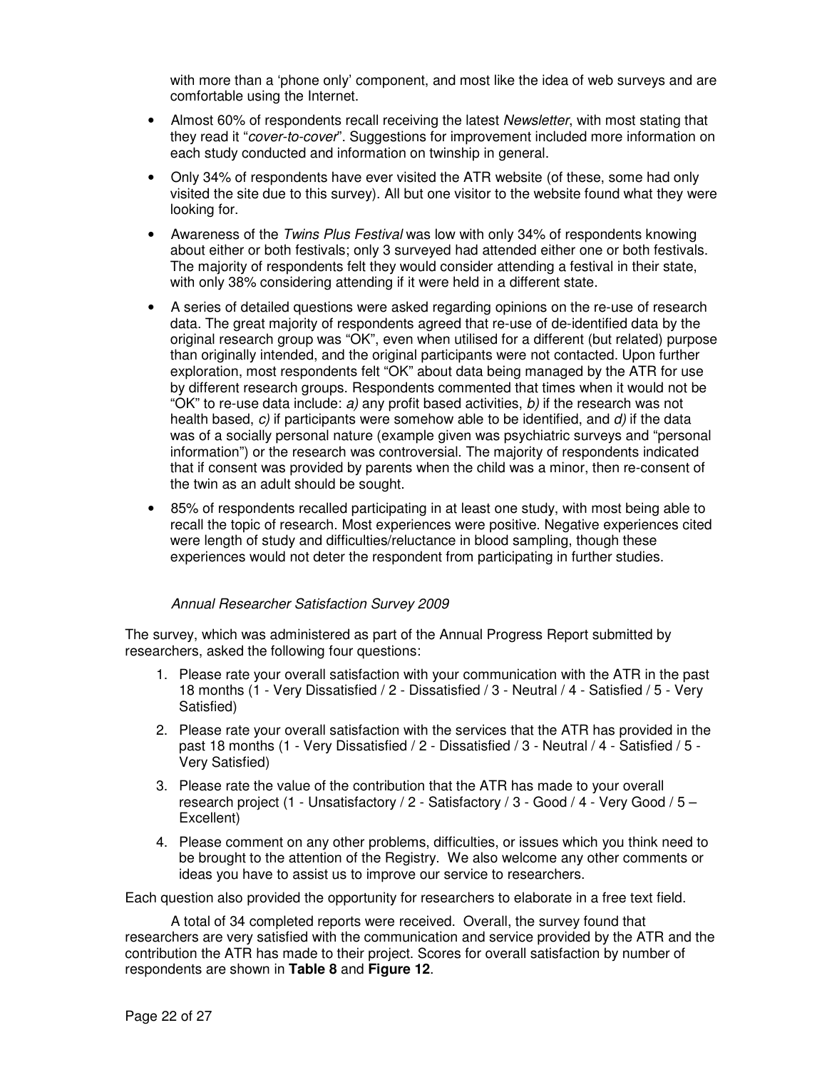with more than a 'phone only' component, and most like the idea of web surveys and are comfortable using the Internet.

- Almost 60% of respondents recall receiving the latest *Newsletter*, with most stating that they read it "*cover-to-cover*". Suggestions for improvement included more information on each study conducted and information on twinship in general.
- Only 34% of respondents have ever visited the ATR website (of these, some had only visited the site due to this survey). All but one visitor to the website found what they were looking for.
- Awareness of the *Twins Plus Festival* was low with only 34% of respondents knowing about either or both festivals; only 3 surveyed had attended either one or both festivals. The majority of respondents felt they would consider attending a festival in their state, with only 38% considering attending if it were held in a different state.
- A series of detailed questions were asked regarding opinions on the re-use of research data. The great majority of respondents agreed that re-use of de-identified data by the original research group was "OK", even when utilised for a different (but related) purpose than originally intended, and the original participants were not contacted. Upon further exploration, most respondents felt "OK" about data being managed by the ATR for use by different research groups. Respondents commented that times when it would not be "OK" to re-use data include: *a)* any profit based activities, *b)* if the research was not health based, *c)* if participants were somehow able to be identified, and *d)* if the data was of a socially personal nature (example given was psychiatric surveys and "personal information") or the research was controversial. The majority of respondents indicated that if consent was provided by parents when the child was a minor, then re-consent of the twin as an adult should be sought.
- 85% of respondents recalled participating in at least one study, with most being able to recall the topic of research. Most experiences were positive. Negative experiences cited were length of study and difficulties/reluctance in blood sampling, though these experiences would not deter the respondent from participating in further studies.

*Annual Researcher Satisfaction Survey 2009*

The survey, which was administered as part of the Annual Progress Report submitted by researchers, asked the following four questions:

1. Please rate your overall satisfaction with your communication with the ATR in the past 18 months (1 - Very Dissatisfied / 2 - Dissatisfied / 3 - Neutral / 4 - Satisfied / 5 - Very Satisfied)
2. Please rate your overall satisfaction with the services that the ATR has provided in the past 18 months (1 - Very Dissatisfied / 2 - Dissatisfied / 3 - Neutral / 4 - Satisfied / 5 - Very Satisfied)
3. Please rate the value of the contribution that the ATR has made to your overall research project (1 - Unsatisfactory / 2 - Satisfactory / 3 - Good / 4 - Very Good / 5 – Excellent)
4. Please comment on any other problems, difficulties, or issues which you think need to be brought to the attention of the Registry. We also welcome any other comments or ideas you have to assist us to improve our service to researchers.

Each question also provided the opportunity for researchers to elaborate in a free text field.

A total of 34 completed reports were received. Overall, the survey found that researchers are very satisfied with the communication and service provided by the ATR and the contribution the ATR has made to their project. Scores for overall satisfaction by number of respondents are shown in **Table 8** and **Figure 12**.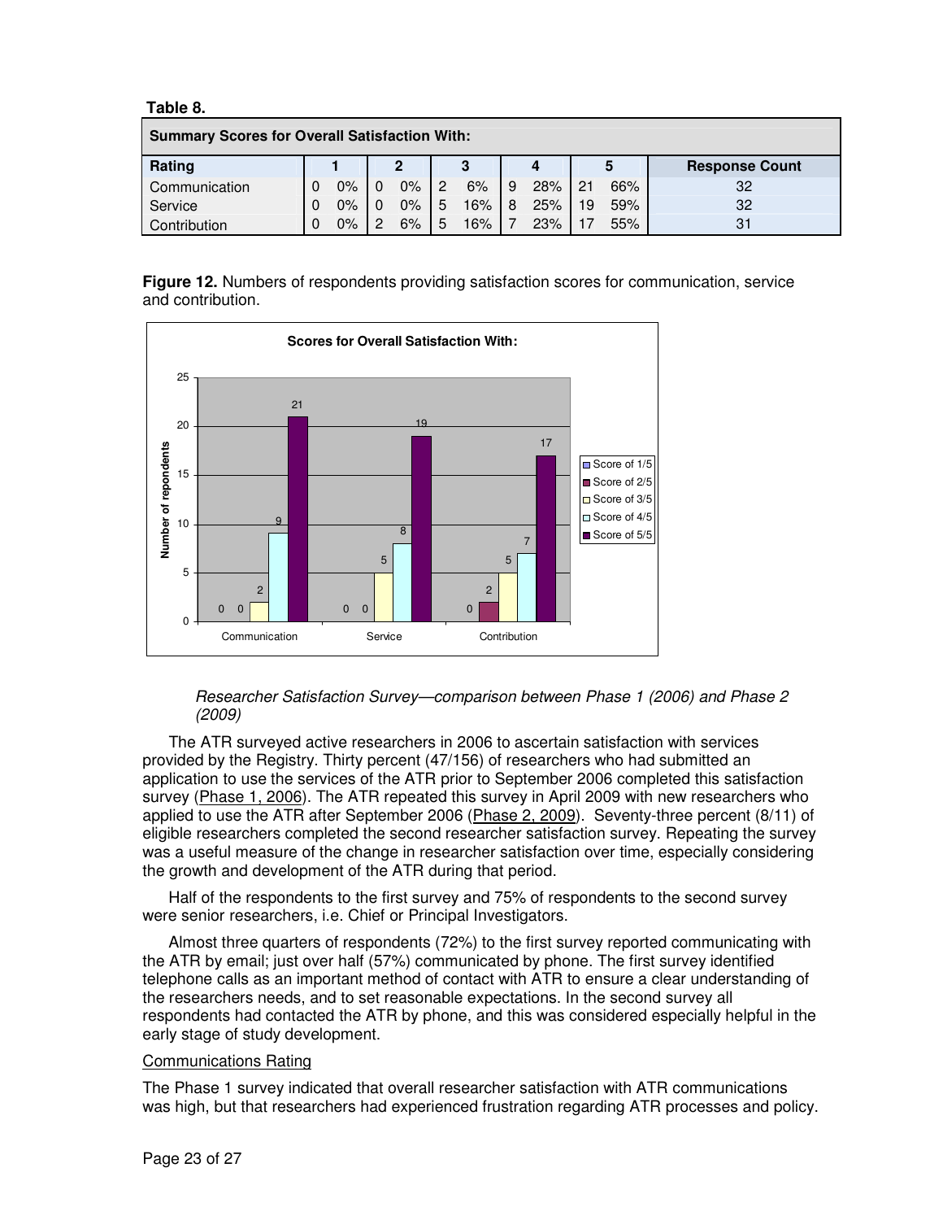**Table 8.**

| Summary Scores for Overall Satisfaction With: | | | | | | | | | | | |
|---|---|---|---|---|---|---|---|---|---|---|---|
| **Rating** | **1** | | **2** | | **3** | | **4** | | **5** | | **Response Count** |
| Communication | 0 | 0% | 0 | 0% | 2 | 6% | 9 | 28% | 21 | 66% | 32 |
| Service | 0 | 0% | 0 | 0% | 5 | 16% | 8 | 25% | 19 | 59% | 32 |
| Contribution | 0 | 0% | 2 | 6% | 5 | 16% | 7 | 23% | 17 | 55% | 31 |

**Figure 12.** Numbers of respondents providing satisfaction scores for communication, service and contribution.

*Researcher Satisfaction Survey—comparison between Phase 1 (2006) and Phase 2 (2009)*

The ATR surveyed active researchers in 2006 to ascertain satisfaction with services provided by the Registry. Thirty percent (47/156) of researchers who had submitted an application to use the services of the ATR prior to September 2006 completed this satisfaction survey (Phase 1, 2006). The ATR repeated this survey in April 2009 with new researchers who applied to use the ATR after September 2006 (Phase 2, 2009). Seventy-three percent (8/11) of eligible researchers completed the second researcher satisfaction survey. Repeating the survey was a useful measure of the change in researcher satisfaction over time, especially considering the growth and development of the ATR during that period.

Half of the respondents to the first survey and 75% of respondents to the second survey were senior researchers, i.e. Chief or Principal Investigators.

Almost three quarters of respondents (72%) to the first survey reported communicating with the ATR by email; just over half (57%) communicated by phone. The first survey identified telephone calls as an important method of contact with ATR to ensure a clear understanding of the researchers needs, and to set reasonable expectations. In the second survey all respondents had contacted the ATR by phone, and this was considered especially helpful in the early stage of study development.

Communications Rating

The Phase 1 survey indicated that overall researcher satisfaction with ATR communications was high, but that researchers had experienced frustration regarding ATR processes and policy.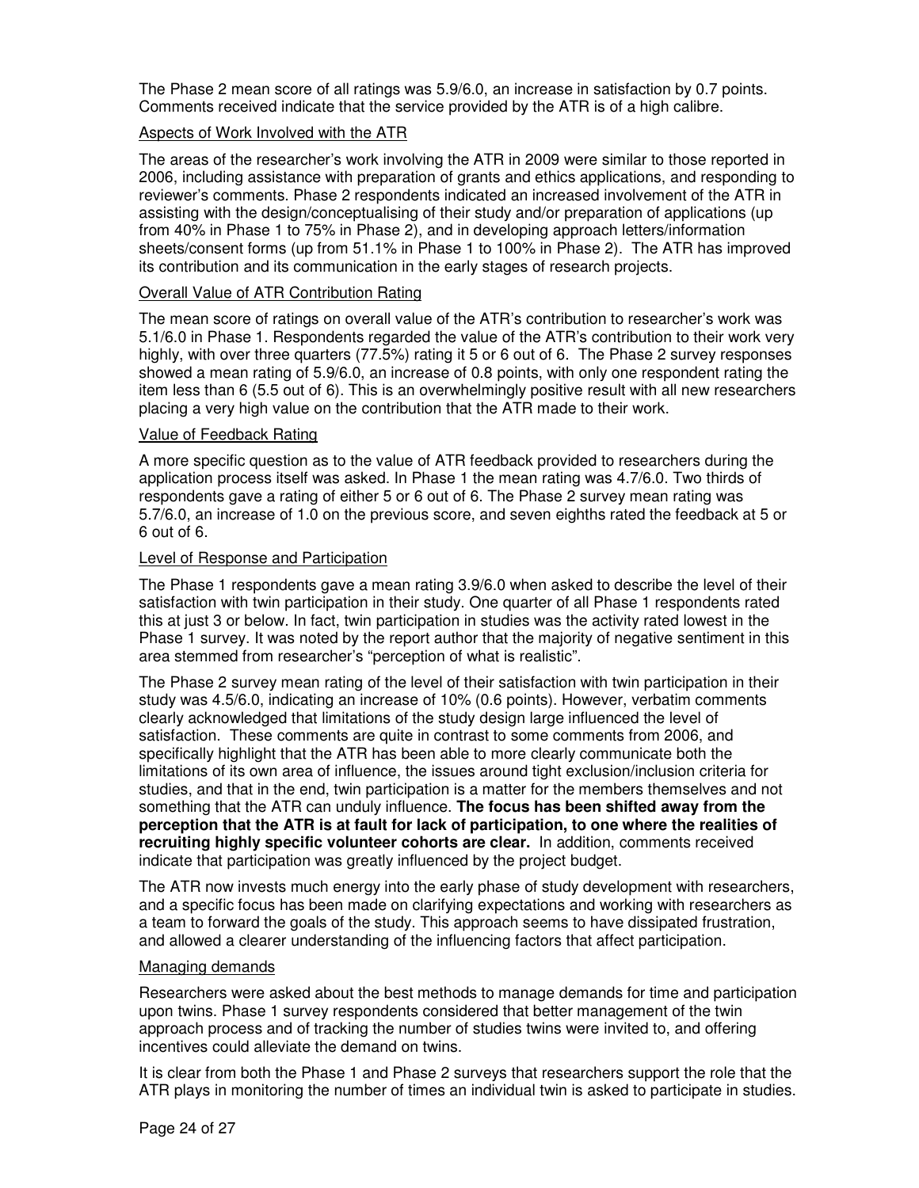The Phase 2 mean score of all ratings was 5.9/6.0, an increase in satisfaction by 0.7 points. Comments received indicate that the service provided by the ATR is of a high calibre.

### Aspects of Work Involved with the ATR

The areas of the researcher's work involving the ATR in 2009 were similar to those reported in 2006, including assistance with preparation of grants and ethics applications, and responding to reviewer's comments. Phase 2 respondents indicated an increased involvement of the ATR in assisting with the design/conceptualising of their study and/or preparation of applications (up from 40% in Phase 1 to 75% in Phase 2), and in developing approach letters/information sheets/consent forms (up from 51.1% in Phase 1 to 100% in Phase 2). The ATR has improved its contribution and its communication in the early stages of research projects.

### Overall Value of ATR Contribution Rating

The mean score of ratings on overall value of the ATR's contribution to researcher's work was 5.1/6.0 in Phase 1. Respondents regarded the value of the ATR's contribution to their work very highly, with over three quarters (77.5%) rating it 5 or 6 out of 6. The Phase 2 survey responses showed a mean rating of 5.9/6.0, an increase of 0.8 points, with only one respondent rating the item less than 6 (5.5 out of 6). This is an overwhelmingly positive result with all new researchers placing a very high value on the contribution that the ATR made to their work.

### Value of Feedback Rating

A more specific question as to the value of ATR feedback provided to researchers during the application process itself was asked. In Phase 1 the mean rating was 4.7/6.0. Two thirds of respondents gave a rating of either 5 or 6 out of 6. The Phase 2 survey mean rating was 5.7/6.0, an increase of 1.0 on the previous score, and seven eighths rated the feedback at 5 or 6 out of 6.

### Level of Response and Participation

The Phase 1 respondents gave a mean rating 3.9/6.0 when asked to describe the level of their satisfaction with twin participation in their study. One quarter of all Phase 1 respondents rated this at just 3 or below. In fact, twin participation in studies was the activity rated lowest in the Phase 1 survey. It was noted by the report author that the majority of negative sentiment in this area stemmed from researcher's "perception of what is realistic".

The Phase 2 survey mean rating of the level of their satisfaction with twin participation in their study was 4.5/6.0, indicating an increase of 10% (0.6 points). However, verbatim comments clearly acknowledged that limitations of the study design large influenced the level of satisfaction. These comments are quite in contrast to some comments from 2006, and specifically highlight that the ATR has been able to more clearly communicate both the limitations of its own area of influence, the issues around tight exclusion/inclusion criteria for studies, and that in the end, twin participation is a matter for the members themselves and not something that the ATR can unduly influence. **The focus has been shifted away from the perception that the ATR is at fault for lack of participation, to one where the realities of recruiting highly specific volunteer cohorts are clear.** In addition, comments received indicate that participation was greatly influenced by the project budget.

The ATR now invests much energy into the early phase of study development with researchers, and a specific focus has been made on clarifying expectations and working with researchers as a team to forward the goals of the study. This approach seems to have dissipated frustration, and allowed a clearer understanding of the influencing factors that affect participation.

### Managing demands

Researchers were asked about the best methods to manage demands for time and participation upon twins. Phase 1 survey respondents considered that better management of the twin approach process and of tracking the number of studies twins were invited to, and offering incentives could alleviate the demand on twins.

It is clear from both the Phase 1 and Phase 2 surveys that researchers support the role that the ATR plays in monitoring the number of times an individual twin is asked to participate in studies.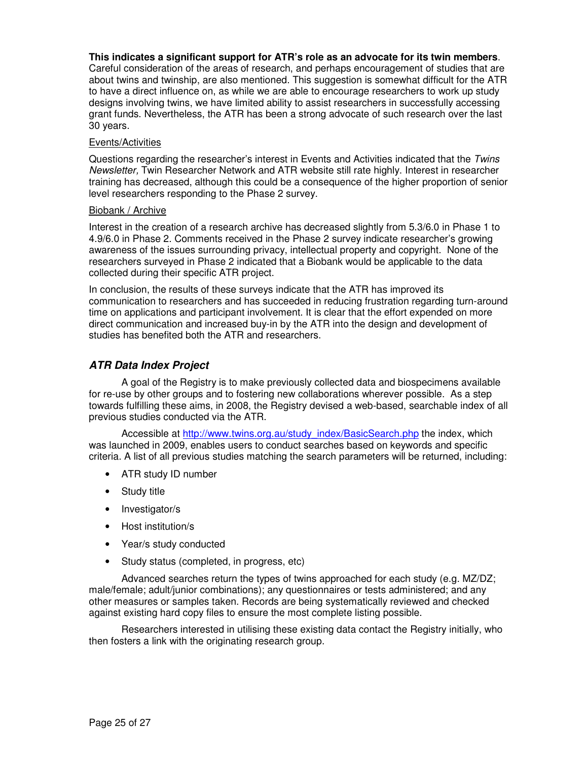**This indicates a significant support for ATR's role as an advocate for its twin members**. Careful consideration of the areas of research, and perhaps encouragement of studies that are about twins and twinship, are also mentioned. This suggestion is somewhat difficult for the ATR to have a direct influence on, as while we are able to encourage researchers to work up study designs involving twins, we have limited ability to assist researchers in successfully accessing grant funds. Nevertheless, the ATR has been a strong advocate of such research over the last 30 years.

Events/Activities

Questions regarding the researcher's interest in Events and Activities indicated that the *Twins Newsletter,* Twin Researcher Network and ATR website still rate highly. Interest in researcher training has decreased, although this could be a consequence of the higher proportion of senior level researchers responding to the Phase 2 survey.

Biobank / Archive

Interest in the creation of a research archive has decreased slightly from 5.3/6.0 in Phase 1 to 4.9/6.0 in Phase 2. Comments received in the Phase 2 survey indicate researcher's growing awareness of the issues surrounding privacy, intellectual property and copyright. None of the researchers surveyed in Phase 2 indicated that a Biobank would be applicable to the data collected during their specific ATR project.

In conclusion, the results of these surveys indicate that the ATR has improved its communication to researchers and has succeeded in reducing frustration regarding turn-around time on applications and participant involvement. It is clear that the effort expended on more direct communication and increased buy-in by the ATR into the design and development of studies has benefited both the ATR and researchers.

### *ATR Data Index Project*

A goal of the Registry is to make previously collected data and biospecimens available for re-use by other groups and to fostering new collaborations wherever possible. As a step towards fulfilling these aims, in 2008, the Registry devised a web-based, searchable index of all previous studies conducted via the ATR.

Accessible at http://www.twins.org.au/study_index/BasicSearch.php the index, which was launched in 2009, enables users to conduct searches based on keywords and specific criteria. A list of all previous studies matching the search parameters will be returned, including:

- ATR study ID number
- Study title
- Investigator/s
- Host institution/s
- Year/s study conducted
- Study status (completed, in progress, etc)

Advanced searches return the types of twins approached for each study (e.g. MZ/DZ; male/female; adult/junior combinations); any questionnaires or tests administered; and any other measures or samples taken. Records are being systematically reviewed and checked against existing hard copy files to ensure the most complete listing possible.

Researchers interested in utilising these existing data contact the Registry initially, who then fosters a link with the originating research group.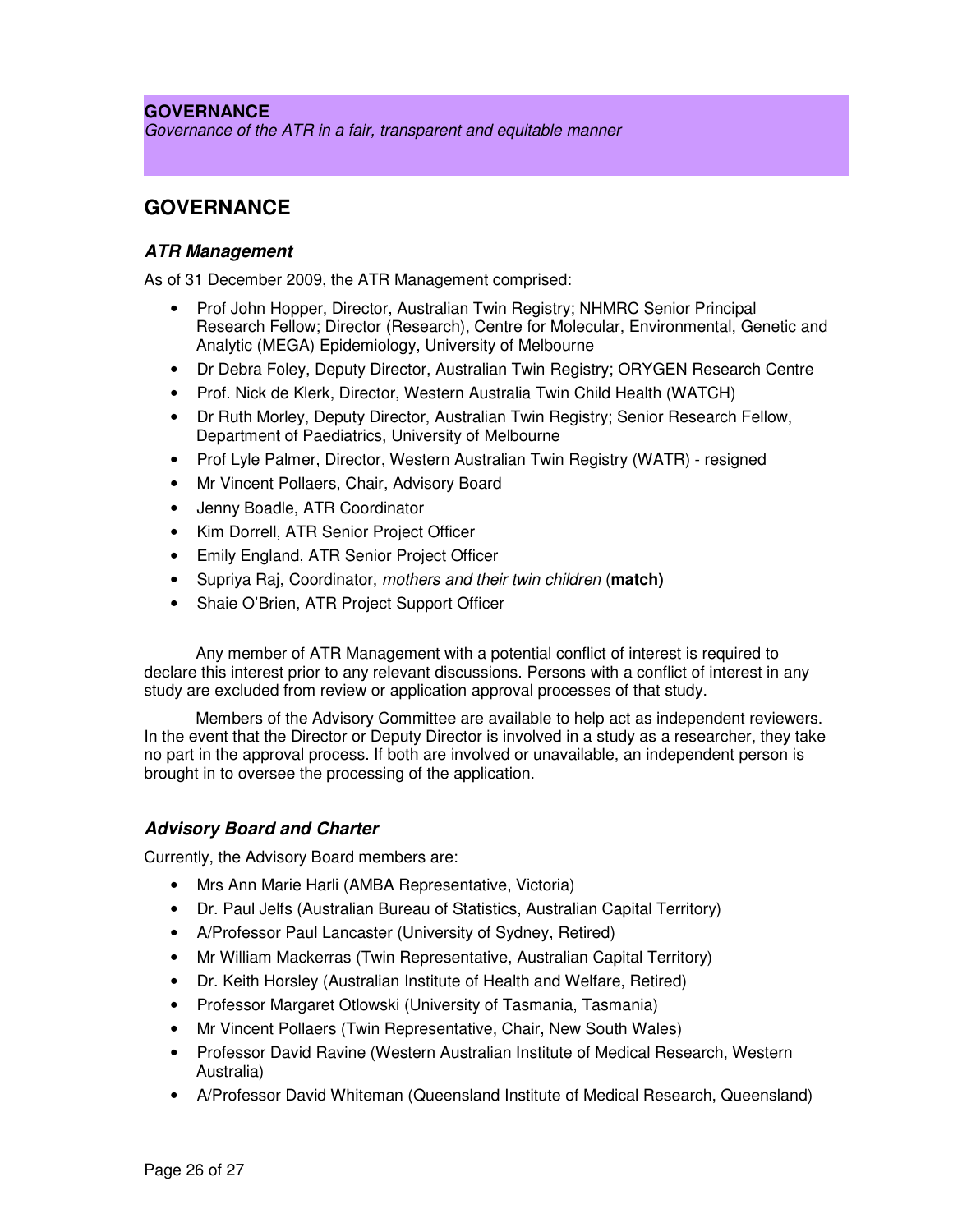**GOVERNANCE**

*Governance of the ATR in a fair, transparent and equitable manner*

## GOVERNANCE

### *ATR Management*

As of 31 December 2009, the ATR Management comprised:

- Prof John Hopper, Director, Australian Twin Registry; NHMRC Senior Principal Research Fellow; Director (Research), Centre for Molecular, Environmental, Genetic and Analytic (MEGA) Epidemiology, University of Melbourne
- Dr Debra Foley, Deputy Director, Australian Twin Registry; ORYGEN Research Centre
- Prof. Nick de Klerk, Director, Western Australia Twin Child Health (WATCH)
- Dr Ruth Morley, Deputy Director, Australian Twin Registry; Senior Research Fellow, Department of Paediatrics, University of Melbourne
- Prof Lyle Palmer, Director, Western Australian Twin Registry (WATR) - resigned
- Mr Vincent Pollaers, Chair, Advisory Board
- Jenny Boadle, ATR Coordinator
- Kim Dorrell, ATR Senior Project Officer
- Emily England, ATR Senior Project Officer
- Supriya Raj, Coordinator, *mothers and their twin children* (**match)**
- Shaie O'Brien, ATR Project Support Officer

Any member of ATR Management with a potential conflict of interest is required to declare this interest prior to any relevant discussions. Persons with a conflict of interest in any study are excluded from review or application approval processes of that study.

Members of the Advisory Committee are available to help act as independent reviewers. In the event that the Director or Deputy Director is involved in a study as a researcher, they take no part in the approval process. If both are involved or unavailable, an independent person is brought in to oversee the processing of the application.

### *Advisory Board and Charter*

Currently, the Advisory Board members are:

- Mrs Ann Marie Harli (AMBA Representative, Victoria)
- Dr. Paul Jelfs (Australian Bureau of Statistics, Australian Capital Territory)
- A/Professor Paul Lancaster (University of Sydney, Retired)
- Mr William Mackerras (Twin Representative, Australian Capital Territory)
- Dr. Keith Horsley (Australian Institute of Health and Welfare, Retired)
- Professor Margaret Otlowski (University of Tasmania, Tasmania)
- Mr Vincent Pollaers (Twin Representative, Chair, New South Wales)
- Professor David Ravine (Western Australian Institute of Medical Research, Western Australia)
- A/Professor David Whiteman (Queensland Institute of Medical Research, Queensland)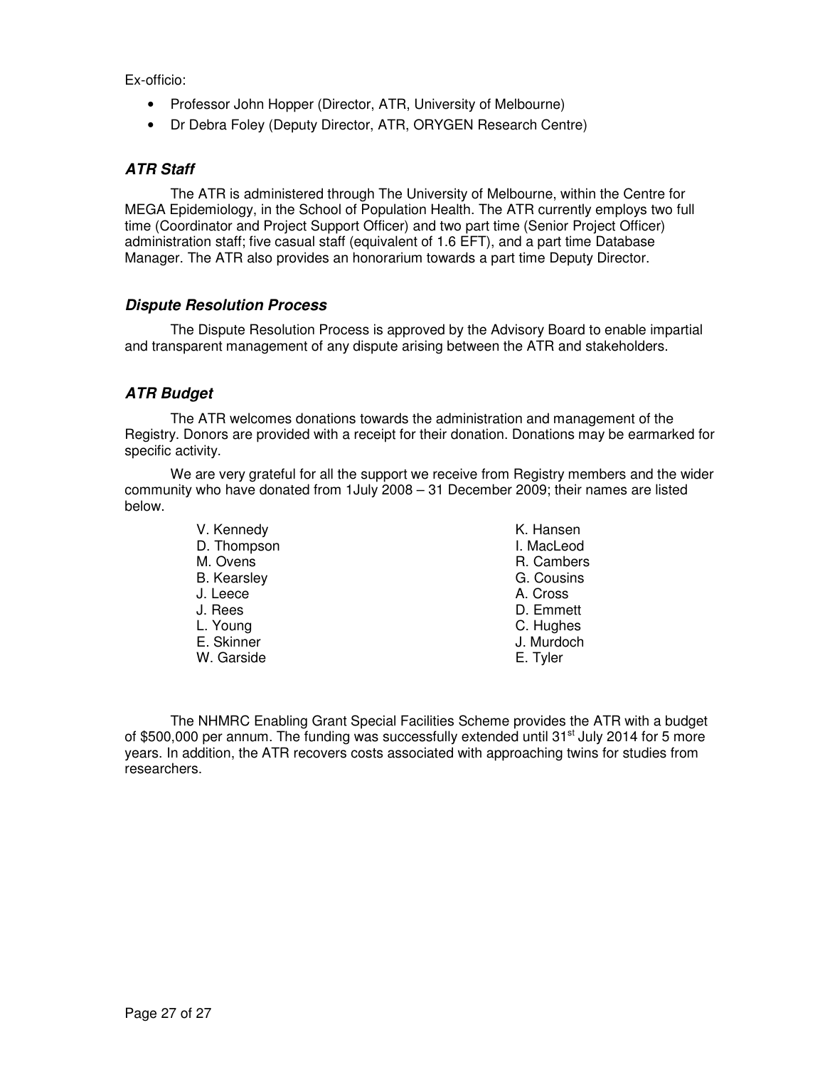Ex-officio:

- Professor John Hopper (Director, ATR, University of Melbourne)
- Dr Debra Foley (Deputy Director, ATR, ORYGEN Research Centre)

### *ATR Staff*

The ATR is administered through The University of Melbourne, within the Centre for MEGA Epidemiology, in the School of Population Health. The ATR currently employs two full time (Coordinator and Project Support Officer) and two part time (Senior Project Officer) administration staff; five casual staff (equivalent of 1.6 EFT), and a part time Database Manager. The ATR also provides an honorarium towards a part time Deputy Director.

### *Dispute Resolution Process*

The Dispute Resolution Process is approved by the Advisory Board to enable impartial and transparent management of any dispute arising between the ATR and stakeholders.

### *ATR Budget*

The ATR welcomes donations towards the administration and management of the Registry. Donors are provided with a receipt for their donation. Donations may be earmarked for specific activity.

We are very grateful for all the support we receive from Registry members and the wider community who have donated from 1July 2008 – 31 December 2009; their names are listed below.

V. Kennedy
D. Thompson
M. Ovens
B. Kearsley
J. Leece
J. Rees
L. Young
E. Skinner
W. Garside
K. Hansen
I. MacLeod
R. Cambers
G. Cousins
A. Cross
D. Emmett
C. Hughes
J. Murdoch
E. Tyler

The NHMRC Enabling Grant Special Facilities Scheme provides the ATR with a budget of $500,000 per annum. The funding was successfully extended until 31st July 2014 for 5 more years. In addition, the ATR recovers costs associated with approaching twins for studies from researchers.